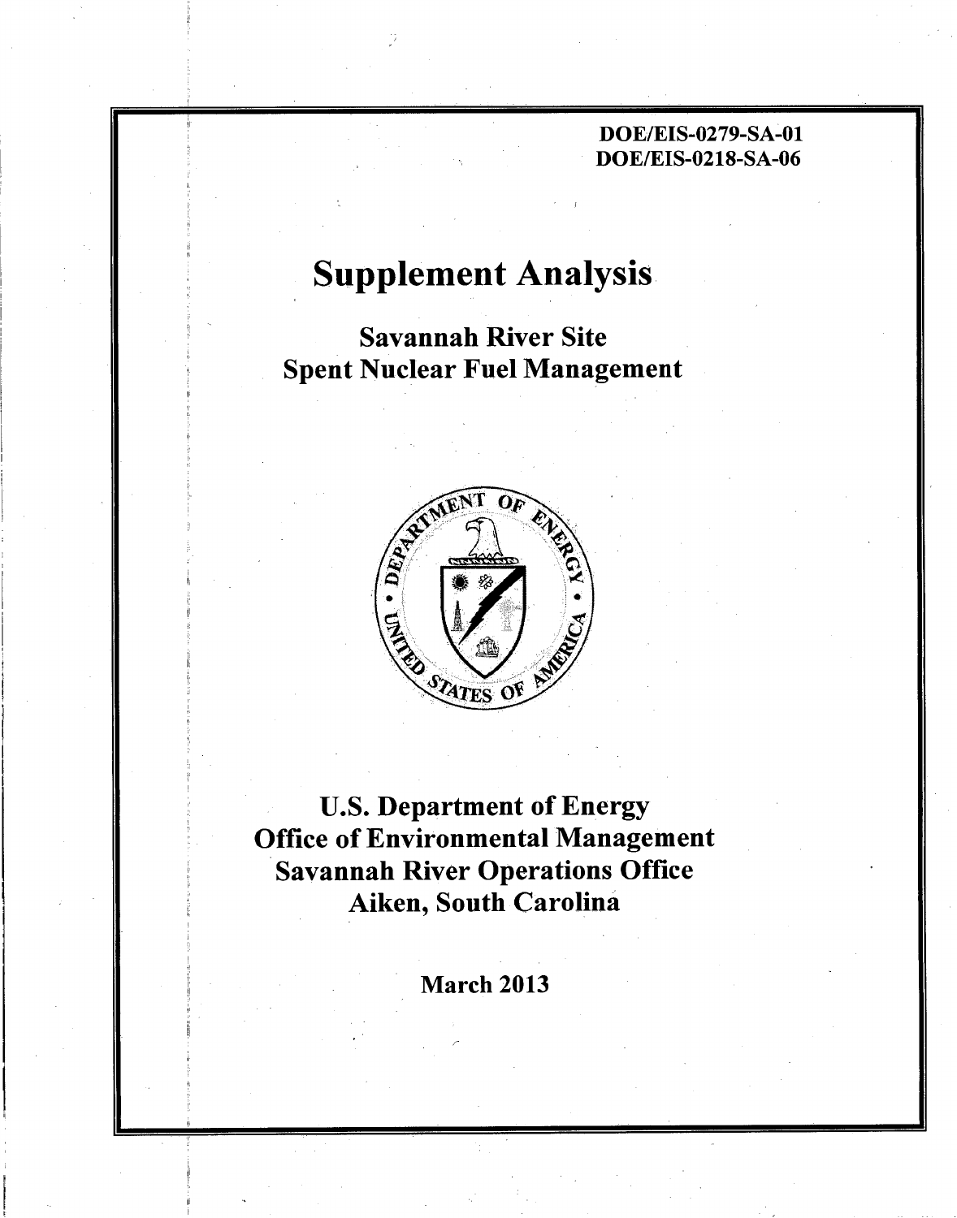DOE/EIS-0279-SA-01
DOE/EIS-0218-SA-06

# Supplement Analysis

## Savannah River Site
## Spent Nuclear Fuel Management

**U.S. Department of Energy**
**Office of Environmental Management**
**Savannah River Operations Office**
**Aiken, South Carolina**

**March 2013**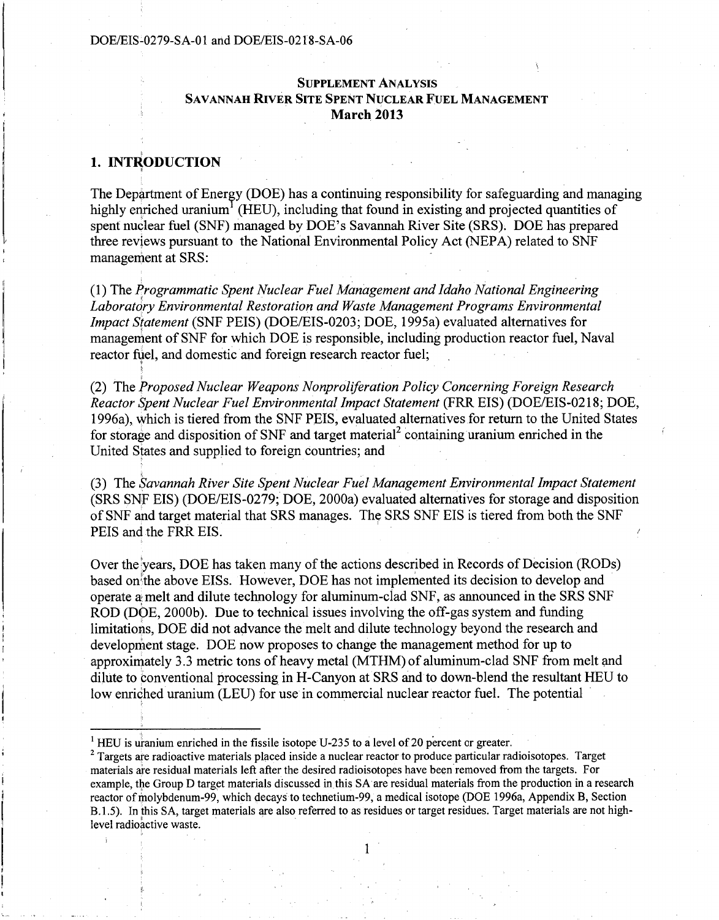DOE/EIS-0279-SA-01 and DOE/EIS-0218-SA-06

**SUPPLEMENT ANALYSIS**
**SAVANNAH RIVER SITE SPENT NUCLEAR FUEL MANAGEMENT**
**March 2013**

## 1. INTRODUCTION

The Department of Energy (DOE) has a continuing responsibility for safeguarding and managing highly enriched uranium[1] (HEU), including that found in existing and projected quantities of spent nuclear fuel (SNF) managed by DOE's Savannah River Site (SRS). DOE has prepared three reviews pursuant to the National Environmental Policy Act (NEPA) related to SNF management at SRS:

(1) The *Programmatic Spent Nuclear Fuel Management and Idaho National Engineering Laboratory Environmental Restoration and Waste Management Programs Environmental Impact Statement* (SNF PEIS) (DOE/EIS-0203; DOE, 1995a) evaluated alternatives for management of SNF for which DOE is responsible, including production reactor fuel, Naval reactor fuel, and domestic and foreign research reactor fuel;

(2) The *Proposed Nuclear Weapons Nonproliferation Policy Concerning Foreign Research Reactor Spent Nuclear Fuel Environmental Impact Statement* (FRR EIS) (DOE/EIS-0218; DOE, 1996a), which is tiered from the SNF PEIS, evaluated alternatives for return to the United States for storage and disposition of SNF and target material[2] containing uranium enriched in the United States and supplied to foreign countries; and

(3) The *Savannah River Site Spent Nuclear Fuel Management Environmental Impact Statement* (SRS SNF EIS) (DOE/EIS-0279; DOE, 2000a) evaluated alternatives for storage and disposition of SNF and target material that SRS manages. The SRS SNF EIS is tiered from both the SNF PEIS and the FRR EIS.

Over the years, DOE has taken many of the actions described in Records of Decision (RODs) based on the above EISs. However, DOE has not implemented its decision to develop and operate a melt and dilute technology for aluminum-clad SNF, as announced in the SRS SNF ROD (DOE, 2000b). Due to technical issues involving the off-gas system and funding limitations, DOE did not advance the melt and dilute technology beyond the research and development stage. DOE now proposes to change the management method for up to approximately 3.3 metric tons of heavy metal (MTHM) of aluminum-clad SNF from melt and dilute to conventional processing in H-Canyon at SRS and to down-blend the resultant HEU to low enriched uranium (LEU) for use in commercial nuclear reactor fuel. The potential

---

[1] HEU is uranium enriched in the fissile isotope U-235 to a level of 20 percent or greater.

[2] Targets are radioactive materials placed inside a nuclear reactor to produce particular radioisotopes. Target materials are residual materials left after the desired radioisotopes have been removed from the targets. For example, the Group D target materials discussed in this SA are residual materials from the production in a research reactor of molybdenum-99, which decays to technetium-99, a medical isotope (DOE 1996a, Appendix B, Section B.1.5). In this SA, target materials are also referred to as residues or target residues. Target materials are not high-level radioactive waste.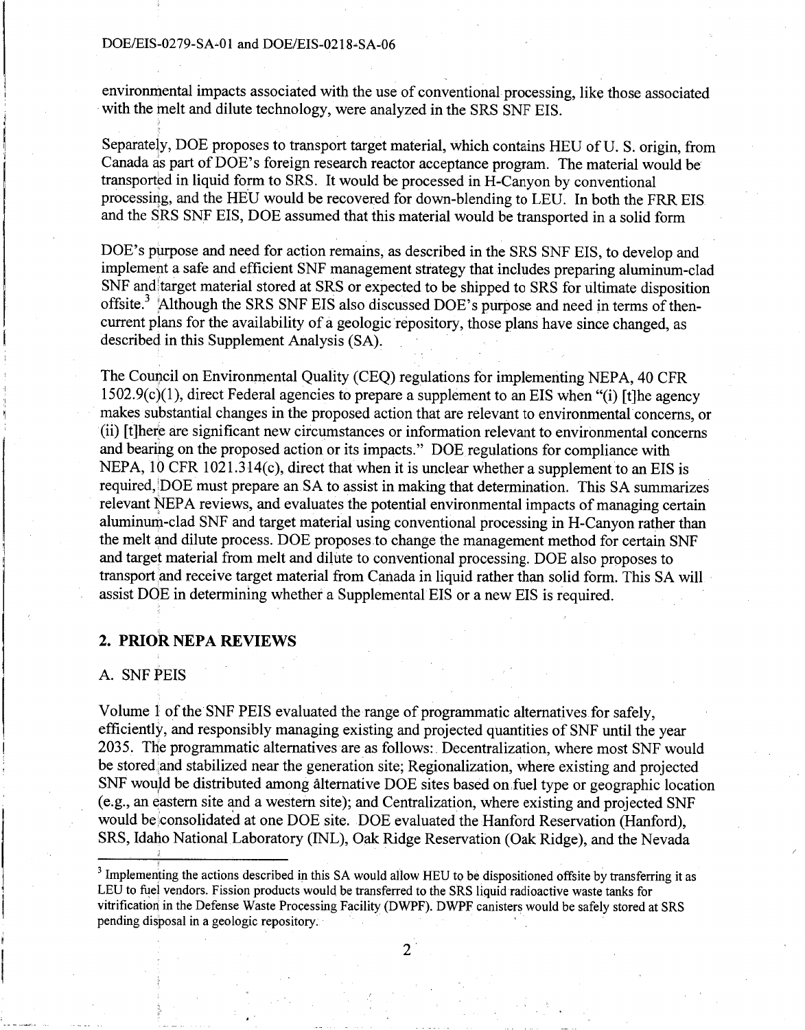environmental impacts associated with the use of conventional processing, like those associated with the melt and dilute technology, were analyzed in the SRS SNF EIS.

Separately, DOE proposes to transport target material, which contains HEU of U. S. origin, from Canada as part of DOE's foreign research reactor acceptance program. The material would be transported in liquid form to SRS. It would be processed in H-Canyon by conventional processing, and the HEU would be recovered for down-blending to LEU. In both the FRR EIS and the SRS SNF EIS, DOE assumed that this material would be transported in a solid form

DOE's purpose and need for action remains, as described in the SRS SNF EIS, to develop and implement a safe and efficient SNF management strategy that includes preparing aluminum-clad SNF and target material stored at SRS or expected to be shipped to SRS for ultimate disposition offsite.[3] Although the SRS SNF EIS also discussed DOE's purpose and need in terms of then-current plans for the availability of a geologic repository, those plans have since changed, as described in this Supplement Analysis (SA).

The Council on Environmental Quality (CEQ) regulations for implementing NEPA, 40 CFR 1502.9(c)(1), direct Federal agencies to prepare a supplement to an EIS when "(i) [t]he agency makes substantial changes in the proposed action that are relevant to environmental concerns, or (ii) [t]here are significant new circumstances or information relevant to environmental concerns and bearing on the proposed action or its impacts." DOE regulations for compliance with NEPA, 10 CFR 1021.314(c), direct that when it is unclear whether a supplement to an EIS is required, DOE must prepare an SA to assist in making that determination. This SA summarizes relevant NEPA reviews, and evaluates the potential environmental impacts of managing certain aluminum-clad SNF and target material using conventional processing in H-Canyon rather than the melt and dilute process. DOE proposes to change the management method for certain SNF and target material from melt and dilute to conventional processing. DOE also proposes to transport and receive target material from Canada in liquid rather than solid form. This SA will assist DOE in determining whether a Supplemental EIS or a new EIS is required.

## 2. PRIOR NEPA REVIEWS

### A. SNF PEIS

Volume 1 of the SNF PEIS evaluated the range of programmatic alternatives for safely, efficiently, and responsibly managing existing and projected quantities of SNF until the year 2035. The programmatic alternatives are as follows: Decentralization, where most SNF would be stored and stabilized near the generation site; Regionalization, where existing and projected SNF would be distributed among alternative DOE sites based on fuel type or geographic location (e.g., an eastern site and a western site); and Centralization, where existing and projected SNF would be consolidated at one DOE site. DOE evaluated the Hanford Reservation (Hanford), SRS, Idaho National Laboratory (INL), Oak Ridge Reservation (Oak Ridge), and the Nevada

---

[3] Implementing the actions described in this SA would allow HEU to be dispositioned offsite by transferring it as LEU to fuel vendors. Fission products would be transferred to the SRS liquid radioactive waste tanks for vitrification in the Defense Waste Processing Facility (DWPF). DWPF canisters would be safely stored at SRS pending disposal in a geologic repository.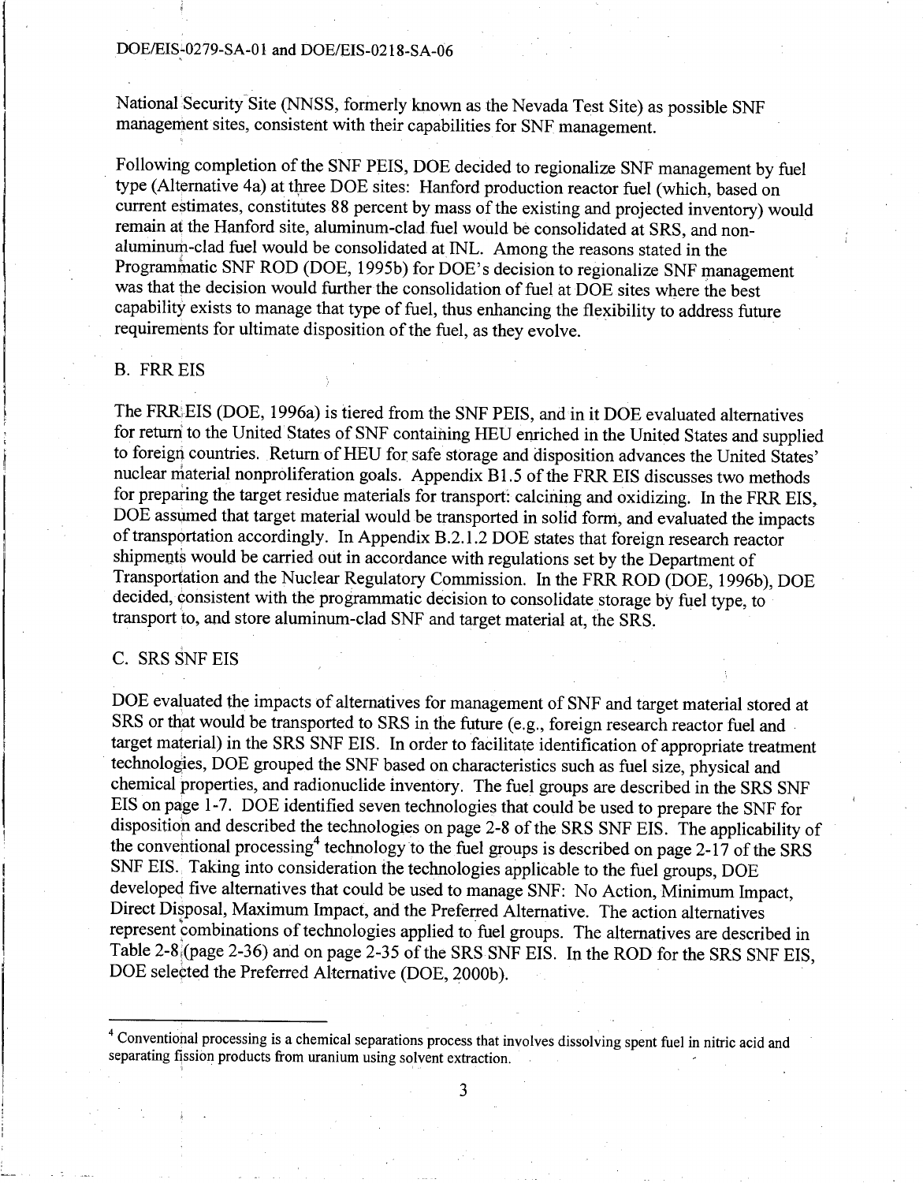National Security Site (NNSS, formerly known as the Nevada Test Site) as possible SNF management sites, consistent with their capabilities for SNF management.

Following completion of the SNF PEIS, DOE decided to regionalize SNF management by fuel type (Alternative 4a) at three DOE sites: Hanford production reactor fuel (which, based on current estimates, constitutes 88 percent by mass of the existing and projected inventory) would remain at the Hanford site, aluminum-clad fuel would be consolidated at SRS, and non-aluminum-clad fuel would be consolidated at INL. Among the reasons stated in the Programmatic SNF ROD (DOE, 1995b) for DOE's decision to regionalize SNF management was that the decision would further the consolidation of fuel at DOE sites where the best capability exists to manage that type of fuel, thus enhancing the flexibility to address future requirements for ultimate disposition of the fuel, as they evolve.

## B. FRR EIS

The FRR EIS (DOE, 1996a) is tiered from the SNF PEIS, and in it DOE evaluated alternatives for return to the United States of SNF containing HEU enriched in the United States and supplied to foreign countries. Return of HEU for safe storage and disposition advances the United States' nuclear material nonproliferation goals. Appendix B1.5 of the FRR EIS discusses two methods for preparing the target residue materials for transport: calcining and oxidizing. In the FRR EIS, DOE assumed that target material would be transported in solid form, and evaluated the impacts of transportation accordingly. In Appendix B.2.1.2 DOE states that foreign research reactor shipments would be carried out in accordance with regulations set by the Department of Transportation and the Nuclear Regulatory Commission. In the FRR ROD (DOE, 1996b), DOE decided, consistent with the programmatic decision to consolidate storage by fuel type, to transport to, and store aluminum-clad SNF and target material at, the SRS.

## C. SRS SNF EIS

DOE evaluated the impacts of alternatives for management of SNF and target material stored at SRS or that would be transported to SRS in the future (e.g., foreign research reactor fuel and target material) in the SRS SNF EIS. In order to facilitate identification of appropriate treatment technologies, DOE grouped the SNF based on characteristics such as fuel size, physical and chemical properties, and radionuclide inventory. The fuel groups are described in the SRS SNF EIS on page 1-7. DOE identified seven technologies that could be used to prepare the SNF for disposition and described the technologies on page 2-8 of the SRS SNF EIS. The applicability of the conventional processing[4] technology to the fuel groups is described on page 2-17 of the SRS SNF EIS. Taking into consideration the technologies applicable to the fuel groups, DOE developed five alternatives that could be used to manage SNF: No Action, Minimum Impact, Direct Disposal, Maximum Impact, and the Preferred Alternative. The action alternatives represent combinations of technologies applied to fuel groups. The alternatives are described in Table 2-8 (page 2-36) and on page 2-35 of the SRS SNF EIS. In the ROD for the SRS SNF EIS, DOE selected the Preferred Alternative (DOE, 2000b).

---

[4] Conventional processing is a chemical separations process that involves dissolving spent fuel in nitric acid and separating fission products from uranium using solvent extraction.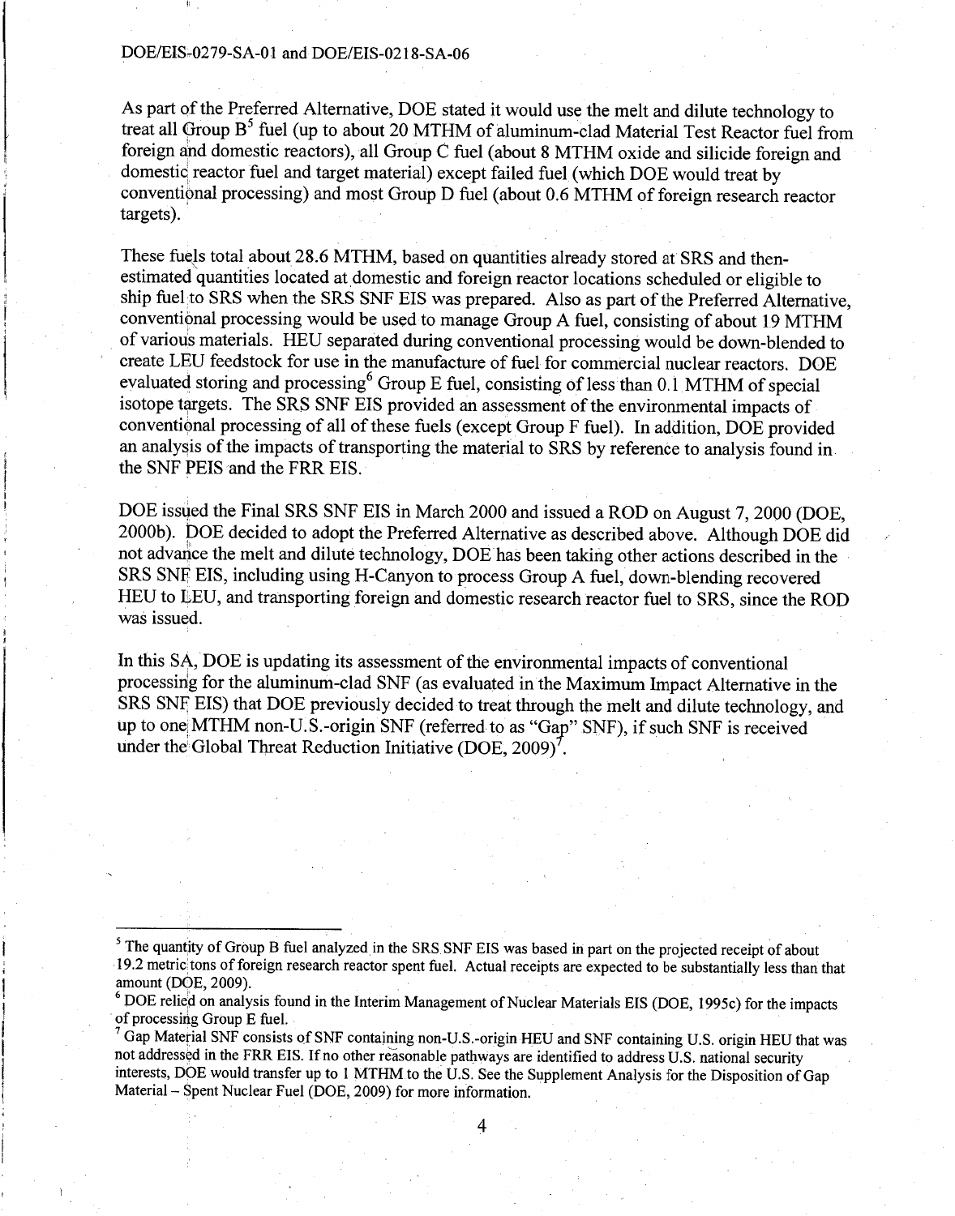As part of the Preferred Alternative, DOE stated it would use the melt and dilute technology to treat all Group B[5] fuel (up to about 20 MTHM of aluminum-clad Material Test Reactor fuel from foreign and domestic reactors), all Group C fuel (about 8 MTHM oxide and silicide foreign and domestic reactor fuel and target material) except failed fuel (which DOE would treat by conventional processing) and most Group D fuel (about 0.6 MTHM of foreign research reactor targets).

These fuels total about 28.6 MTHM, based on quantities already stored at SRS and then-estimated quantities located at domestic and foreign reactor locations scheduled or eligible to ship fuel to SRS when the SRS SNF EIS was prepared. Also as part of the Preferred Alternative, conventional processing would be used to manage Group A fuel, consisting of about 19 MTHM of various materials. HEU separated during conventional processing would be down-blended to create LEU feedstock for use in the manufacture of fuel for commercial nuclear reactors. DOE evaluated storing and processing[6] Group E fuel, consisting of less than 0.1 MTHM of special isotope targets. The SRS SNF EIS provided an assessment of the environmental impacts of conventional processing of all of these fuels (except Group F fuel). In addition, DOE provided an analysis of the impacts of transporting the material to SRS by reference to analysis found in the SNF PEIS and the FRR EIS.

DOE issued the Final SRS SNF EIS in March 2000 and issued a ROD on August 7, 2000 (DOE, 2000b). DOE decided to adopt the Preferred Alternative as described above. Although DOE did not advance the melt and dilute technology, DOE has been taking other actions described in the SRS SNF EIS, including using H-Canyon to process Group A fuel, down-blending recovered HEU to LEU, and transporting foreign and domestic research reactor fuel to SRS, since the ROD was issued.

In this SA, DOE is updating its assessment of the environmental impacts of conventional processing for the aluminum-clad SNF (as evaluated in the Maximum Impact Alternative in the SRS SNF EIS) that DOE previously decided to treat through the melt and dilute technology, and up to one MTHM non-U.S.-origin SNF (referred to as "Gap" SNF), if such SNF is received under the Global Threat Reduction Initiative (DOE, 2009)[7].

---

[5] The quantity of Group B fuel analyzed in the SRS SNF EIS was based in part on the projected receipt of about 19.2 metric tons of foreign research reactor spent fuel. Actual receipts are expected to be substantially less than that amount (DOE, 2009).

[6] DOE relied on analysis found in the Interim Management of Nuclear Materials EIS (DOE, 1995c) for the impacts of processing Group E fuel.

[7] Gap Material SNF consists of SNF containing non-U.S.-origin HEU and SNF containing U.S. origin HEU that was not addressed in the FRR EIS. If no other reasonable pathways are identified to address U.S. national security interests, DOE would transfer up to 1 MTHM to the U.S. See the Supplement Analysis for the Disposition of Gap Material – Spent Nuclear Fuel (DOE, 2009) for more information.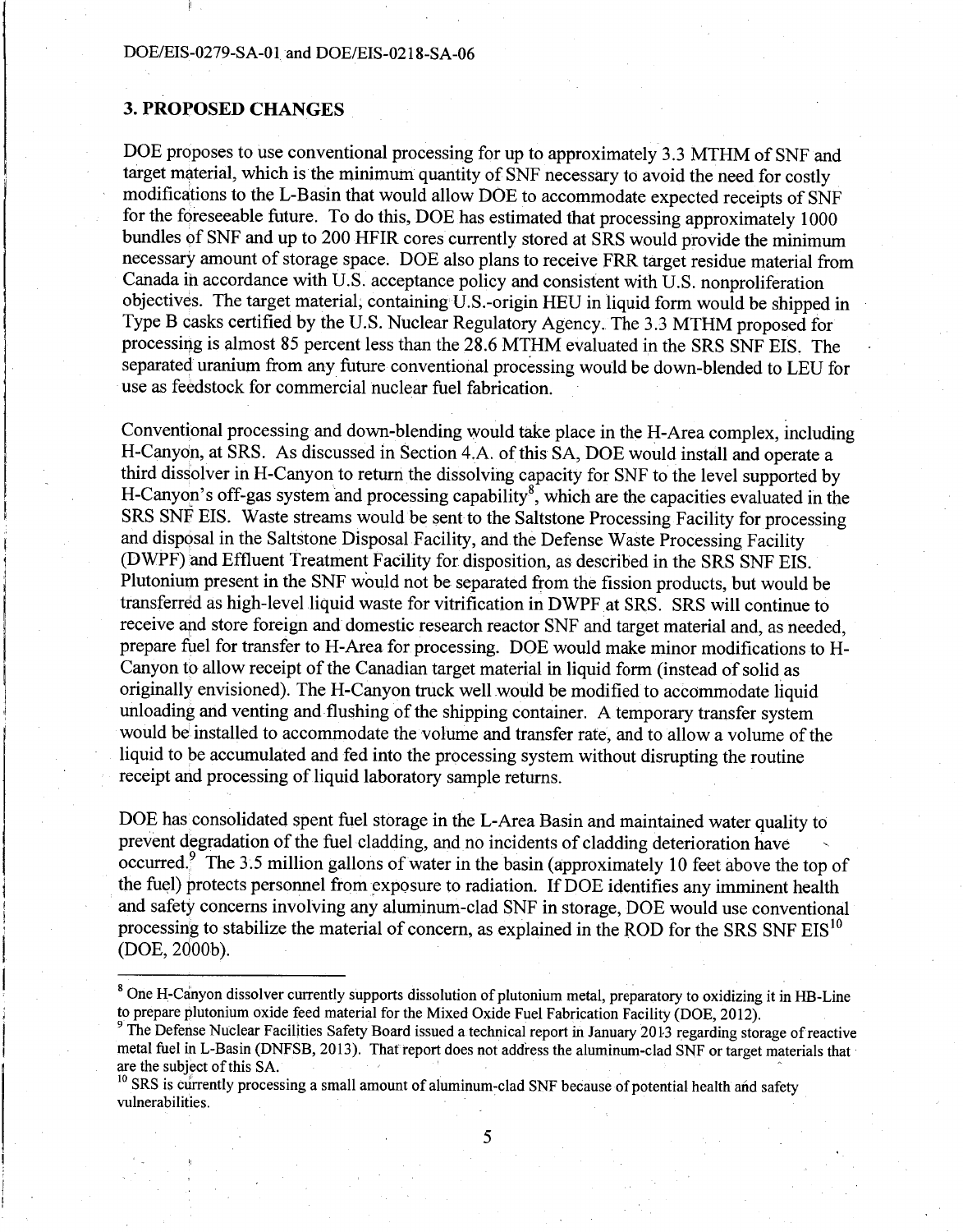## 3. PROPOSED CHANGES

DOE proposes to use conventional processing for up to approximately 3.3 MTHM of SNF and target material, which is the minimum quantity of SNF necessary to avoid the need for costly modifications to the L-Basin that would allow DOE to accommodate expected receipts of SNF for the foreseeable future. To do this, DOE has estimated that processing approximately 1000 bundles of SNF and up to 200 HFIR cores currently stored at SRS would provide the minimum necessary amount of storage space. DOE also plans to receive FRR target residue material from Canada in accordance with U.S. acceptance policy and consistent with U.S. nonproliferation objectives. The target material, containing U.S.-origin HEU in liquid form would be shipped in Type B casks certified by the U.S. Nuclear Regulatory Agency. The 3.3 MTHM proposed for processing is almost 85 percent less than the 28.6 MTHM evaluated in the SRS SNF EIS. The separated uranium from any future conventional processing would be down-blended to LEU for use as feedstock for commercial nuclear fuel fabrication.

Conventional processing and down-blending would take place in the H-Area complex, including H-Canyon, at SRS. As discussed in Section 4.A. of this SA, DOE would install and operate a third dissolver in H-Canyon to return the dissolving capacity for SNF to the level supported by H-Canyon's off-gas system and processing capability[8], which are the capacities evaluated in the SRS SNF EIS. Waste streams would be sent to the Saltstone Processing Facility for processing and disposal in the Saltstone Disposal Facility, and the Defense Waste Processing Facility (DWPF) and Effluent Treatment Facility for disposition, as described in the SRS SNF EIS. Plutonium present in the SNF would not be separated from the fission products, but would be transferred as high-level liquid waste for vitrification in DWPF at SRS. SRS will continue to receive and store foreign and domestic research reactor SNF and target material and, as needed, prepare fuel for transfer to H-Area for processing. DOE would make minor modifications to H-Canyon to allow receipt of the Canadian target material in liquid form (instead of solid as originally envisioned). The H-Canyon truck well would be modified to accommodate liquid unloading and venting and flushing of the shipping container. A temporary transfer system would be installed to accommodate the volume and transfer rate, and to allow a volume of the liquid to be accumulated and fed into the processing system without disrupting the routine receipt and processing of liquid laboratory sample returns.

DOE has consolidated spent fuel storage in the L-Area Basin and maintained water quality to prevent degradation of the fuel cladding, and no incidents of cladding deterioration have occurred.[9] The 3.5 million gallons of water in the basin (approximately 10 feet above the top of the fuel) protects personnel from exposure to radiation. If DOE identifies any imminent health and safety concerns involving any aluminum-clad SNF in storage, DOE would use conventional processing to stabilize the material of concern, as explained in the ROD for the SRS SNF EIS[10] (DOE, 2000b).

---

[8] One H-Canyon dissolver currently supports dissolution of plutonium metal, preparatory to oxidizing it in HB-Line to prepare plutonium oxide feed material for the Mixed Oxide Fuel Fabrication Facility (DOE, 2012).

[9] The Defense Nuclear Facilities Safety Board issued a technical report in January 2013 regarding storage of reactive metal fuel in L-Basin (DNFSB, 2013). That report does not address the aluminum-clad SNF or target materials that are the subject of this SA.

[10] SRS is currently processing a small amount of aluminum-clad SNF because of potential health and safety vulnerabilities.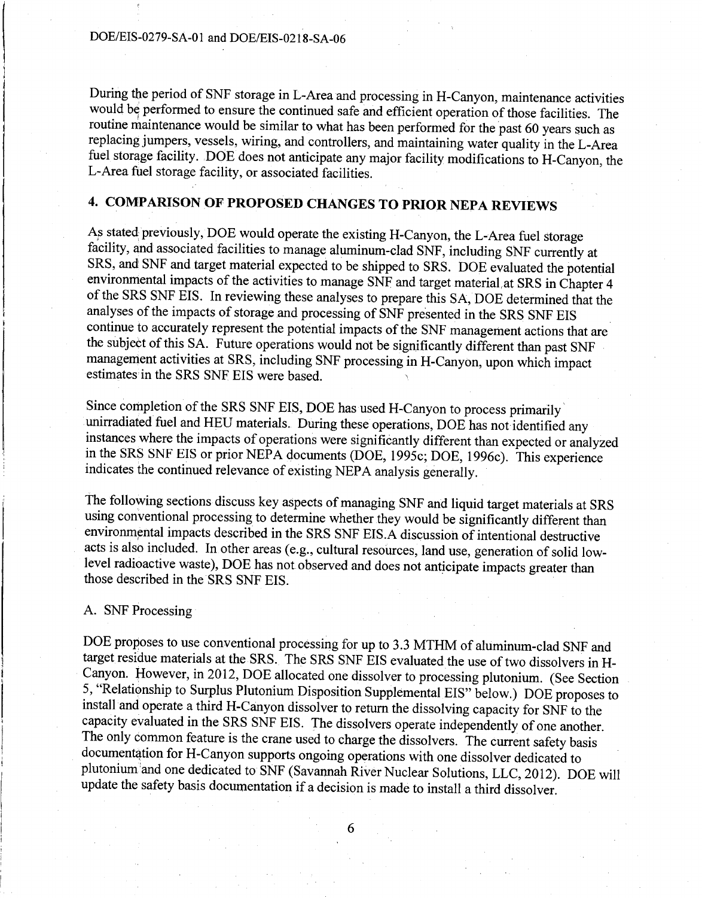During the period of SNF storage in L-Area and processing in H-Canyon, maintenance activities would be performed to ensure the continued safe and efficient operation of those facilities. The routine maintenance would be similar to what has been performed for the past 60 years such as replacing jumpers, vessels, wiring, and controllers, and maintaining water quality in the L-Area fuel storage facility. DOE does not anticipate any major facility modifications to H-Canyon, the L-Area fuel storage facility, or associated facilities.

## 4. COMPARISON OF PROPOSED CHANGES TO PRIOR NEPA REVIEWS

As stated previously, DOE would operate the existing H-Canyon, the L-Area fuel storage facility, and associated facilities to manage aluminum-clad SNF, including SNF currently at SRS, and SNF and target material expected to be shipped to SRS. DOE evaluated the potential environmental impacts of the activities to manage SNF and target material at SRS in Chapter 4 of the SRS SNF EIS. In reviewing these analyses to prepare this SA, DOE determined that the analyses of the impacts of storage and processing of SNF presented in the SRS SNF EIS continue to accurately represent the potential impacts of the SNF management actions that are the subject of this SA. Future operations would not be significantly different than past SNF management activities at SRS, including SNF processing in H-Canyon, upon which impact estimates in the SRS SNF EIS were based.

Since completion of the SRS SNF EIS, DOE has used H-Canyon to process primarily unirradiated fuel and HEU materials. During these operations, DOE has not identified any instances where the impacts of operations were significantly different than expected or analyzed in the SRS SNF EIS or prior NEPA documents (DOE, 1995c; DOE, 1996c). This experience indicates the continued relevance of existing NEPA analysis generally.

The following sections discuss key aspects of managing SNF and liquid target materials at SRS using conventional processing to determine whether they would be significantly different than environmental impacts described in the SRS SNF EIS.A discussion of intentional destructive acts is also included. In other areas (e.g., cultural resources, land use, generation of solid low-level radioactive waste), DOE has not observed and does not anticipate impacts greater than those described in the SRS SNF EIS.

### A. SNF Processing

DOE proposes to use conventional processing for up to 3.3 MTHM of aluminum-clad SNF and target residue materials at the SRS. The SRS SNF EIS evaluated the use of two dissolvers in H-Canyon. However, in 2012, DOE allocated one dissolver to processing plutonium. (See Section 5, "Relationship to Surplus Plutonium Disposition Supplemental EIS" below.) DOE proposes to install and operate a third H-Canyon dissolver to return the dissolving capacity for SNF to the capacity evaluated in the SRS SNF EIS. The dissolvers operate independently of one another. The only common feature is the crane used to charge the dissolvers. The current safety basis documentation for H-Canyon supports ongoing operations with one dissolver dedicated to plutonium and one dedicated to SNF (Savannah River Nuclear Solutions, LLC, 2012). DOE will update the safety basis documentation if a decision is made to install a third dissolver.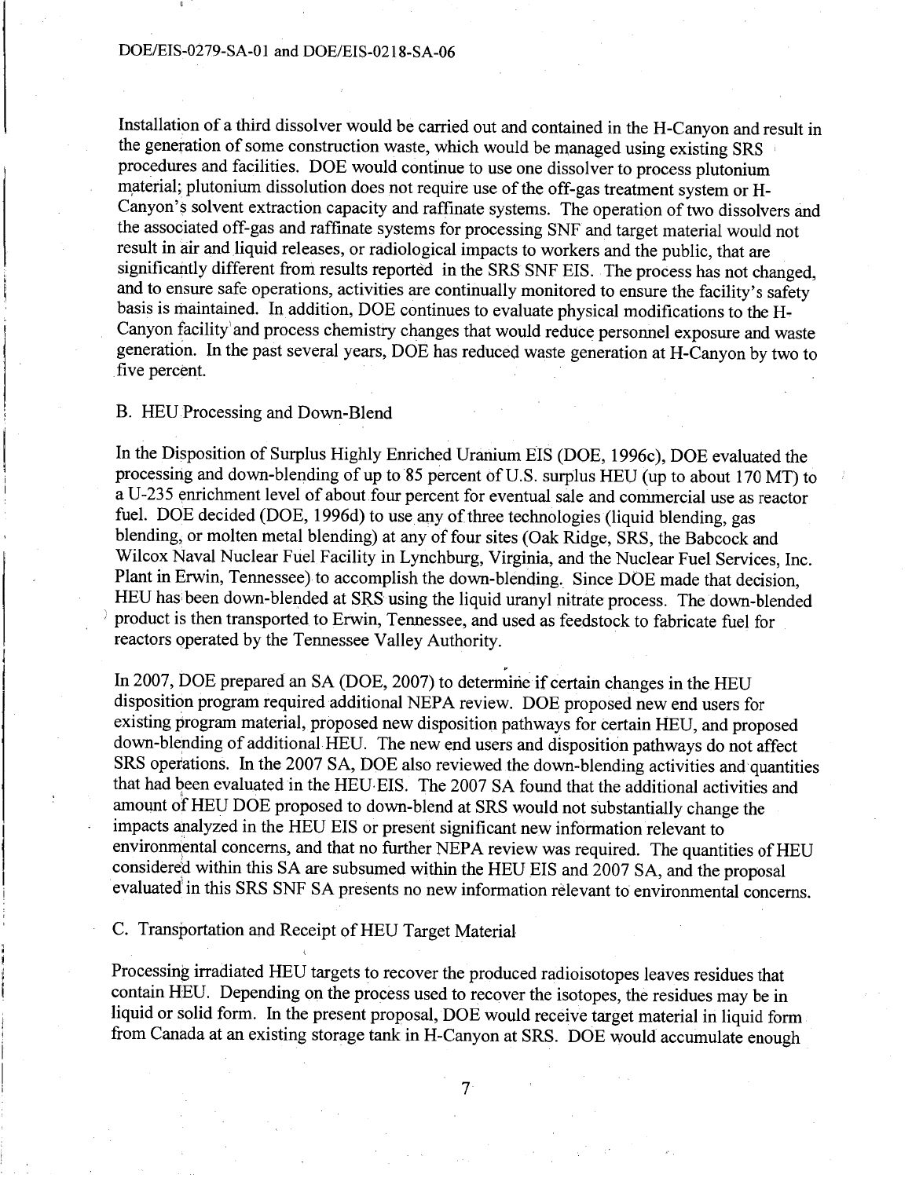Installation of a third dissolver would be carried out and contained in the H-Canyon and result in the generation of some construction waste, which would be managed using existing SRS procedures and facilities. DOE would continue to use one dissolver to process plutonium material; plutonium dissolution does not require use of the off-gas treatment system or H-Canyon's solvent extraction capacity and raffinate systems. The operation of two dissolvers and the associated off-gas and raffinate systems for processing SNF and target material would not result in air and liquid releases, or radiological impacts to workers and the public, that are significantly different from results reported in the SRS SNF EIS. The process has not changed, and to ensure safe operations, activities are continually monitored to ensure the facility's safety basis is maintained. In addition, DOE continues to evaluate physical modifications to the H-Canyon facility and process chemistry changes that would reduce personnel exposure and waste generation. In the past several years, DOE has reduced waste generation at H-Canyon by two to five percent.

## B. HEU Processing and Down-Blend

In the Disposition of Surplus Highly Enriched Uranium EIS (DOE, 1996c), DOE evaluated the processing and down-blending of up to 85 percent of U.S. surplus HEU (up to about 170 MT) to a U-235 enrichment level of about four percent for eventual sale and commercial use as reactor fuel. DOE decided (DOE, 1996d) to use any of three technologies (liquid blending, gas blending, or molten metal blending) at any of four sites (Oak Ridge, SRS, the Babcock and Wilcox Naval Nuclear Fuel Facility in Lynchburg, Virginia, and the Nuclear Fuel Services, Inc. Plant in Erwin, Tennessee) to accomplish the down-blending. Since DOE made that decision, HEU has been down-blended at SRS using the liquid uranyl nitrate process. The down-blended product is then transported to Erwin, Tennessee, and used as feedstock to fabricate fuel for reactors operated by the Tennessee Valley Authority.

In 2007, DOE prepared an SA (DOE, 2007) to determine if certain changes in the HEU disposition program required additional NEPA review. DOE proposed new end users for existing program material, proposed new disposition pathways for certain HEU, and proposed down-blending of additional HEU. The new end users and disposition pathways do not affect SRS operations. In the 2007 SA, DOE also reviewed the down-blending activities and quantities that had been evaluated in the HEU EIS. The 2007 SA found that the additional activities and amount of HEU DOE proposed to down-blend at SRS would not substantially change the impacts analyzed in the HEU EIS or present significant new information relevant to environmental concerns, and that no further NEPA review was required. The quantities of HEU considered within this SA are subsumed within the HEU EIS and 2007 SA, and the proposal evaluated in this SRS SNF SA presents no new information relevant to environmental concerns.

## C. Transportation and Receipt of HEU Target Material

Processing irradiated HEU targets to recover the produced radioisotopes leaves residues that contain HEU. Depending on the process used to recover the isotopes, the residues may be in liquid or solid form. In the present proposal, DOE would receive target material in liquid form from Canada at an existing storage tank in H-Canyon at SRS. DOE would accumulate enough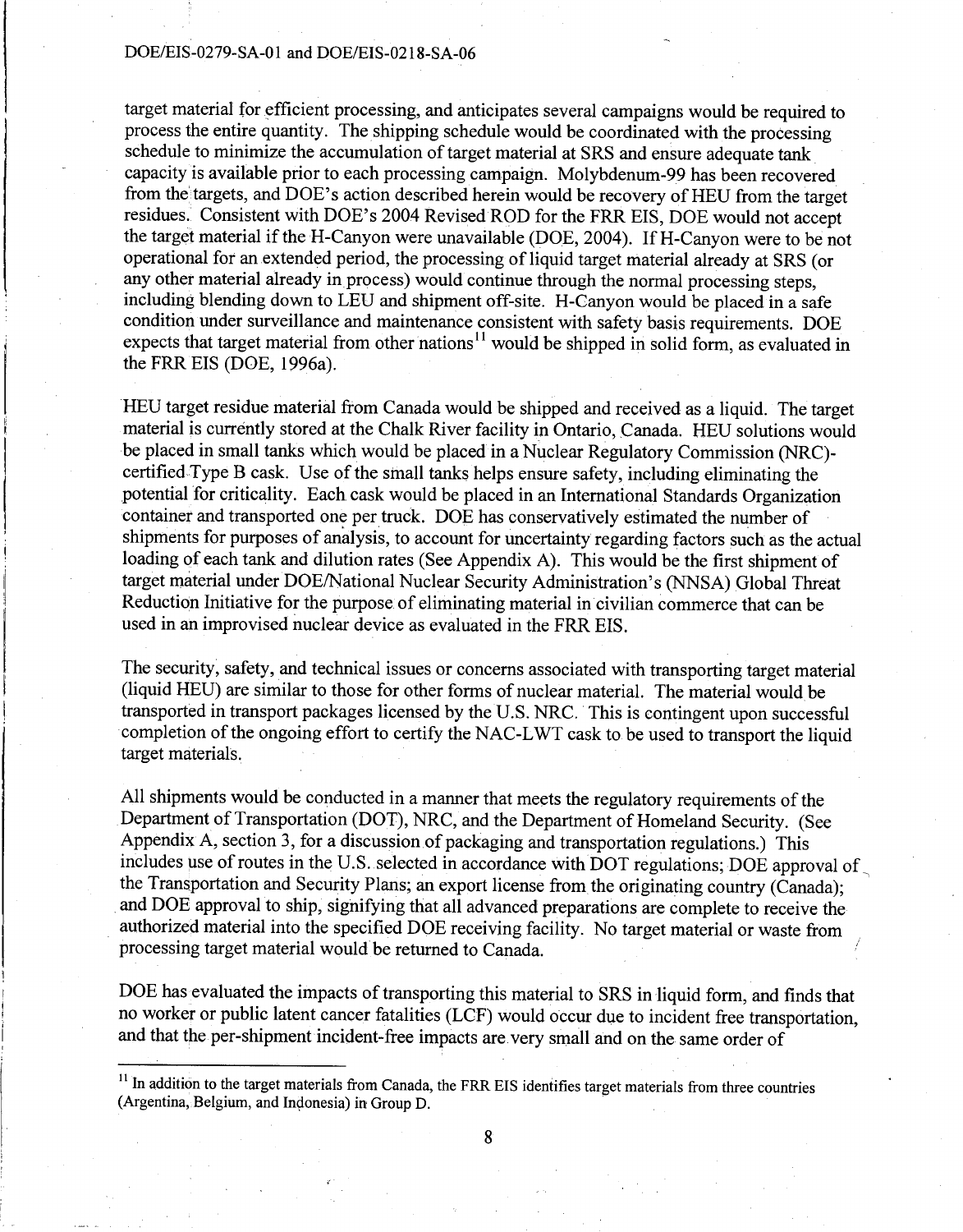target material for efficient processing, and anticipates several campaigns would be required to process the entire quantity. The shipping schedule would be coordinated with the processing schedule to minimize the accumulation of target material at SRS and ensure adequate tank capacity is available prior to each processing campaign. Molybdenum-99 has been recovered from the targets, and DOE's action described herein would be recovery of HEU from the target residues. Consistent with DOE's 2004 Revised ROD for the FRR EIS, DOE would not accept the target material if the H-Canyon were unavailable (DOE, 2004). If H-Canyon were to be not operational for an extended period, the processing of liquid target material already at SRS (or any other material already in process) would continue through the normal processing steps, including blending down to LEU and shipment off-site. H-Canyon would be placed in a safe condition under surveillance and maintenance consistent with safety basis requirements. DOE expects that target material from other nations[11] would be shipped in solid form, as evaluated in the FRR EIS (DOE, 1996a).

HEU target residue material from Canada would be shipped and received as a liquid. The target material is currently stored at the Chalk River facility in Ontario, Canada. HEU solutions would be placed in small tanks which would be placed in a Nuclear Regulatory Commission (NRC)-certified Type B cask. Use of the small tanks helps ensure safety, including eliminating the potential for criticality. Each cask would be placed in an International Standards Organization container and transported one per truck. DOE has conservatively estimated the number of shipments for purposes of analysis, to account for uncertainty regarding factors such as the actual loading of each tank and dilution rates (See Appendix A). This would be the first shipment of target material under DOE/National Nuclear Security Administration's (NNSA) Global Threat Reduction Initiative for the purpose of eliminating material in civilian commerce that can be used in an improvised nuclear device as evaluated in the FRR EIS.

The security, safety, and technical issues or concerns associated with transporting target material (liquid HEU) are similar to those for other forms of nuclear material. The material would be transported in transport packages licensed by the U.S. NRC. This is contingent upon successful completion of the ongoing effort to certify the NAC-LWT cask to be used to transport the liquid target materials.

All shipments would be conducted in a manner that meets the regulatory requirements of the Department of Transportation (DOT), NRC, and the Department of Homeland Security. (See Appendix A, section 3, for a discussion of packaging and transportation regulations.) This includes use of routes in the U.S. selected in accordance with DOT regulations; DOE approval of the Transportation and Security Plans; an export license from the originating country (Canada); and DOE approval to ship, signifying that all advanced preparations are complete to receive the authorized material into the specified DOE receiving facility. No target material or waste from processing target material would be returned to Canada.

DOE has evaluated the impacts of transporting this material to SRS in liquid form, and finds that no worker or public latent cancer fatalities (LCF) would occur due to incident free transportation, and that the per-shipment incident-free impacts are very small and on the same order of

[11] In addition to the target materials from Canada, the FRR EIS identifies target materials from three countries (Argentina, Belgium, and Indonesia) in Group D.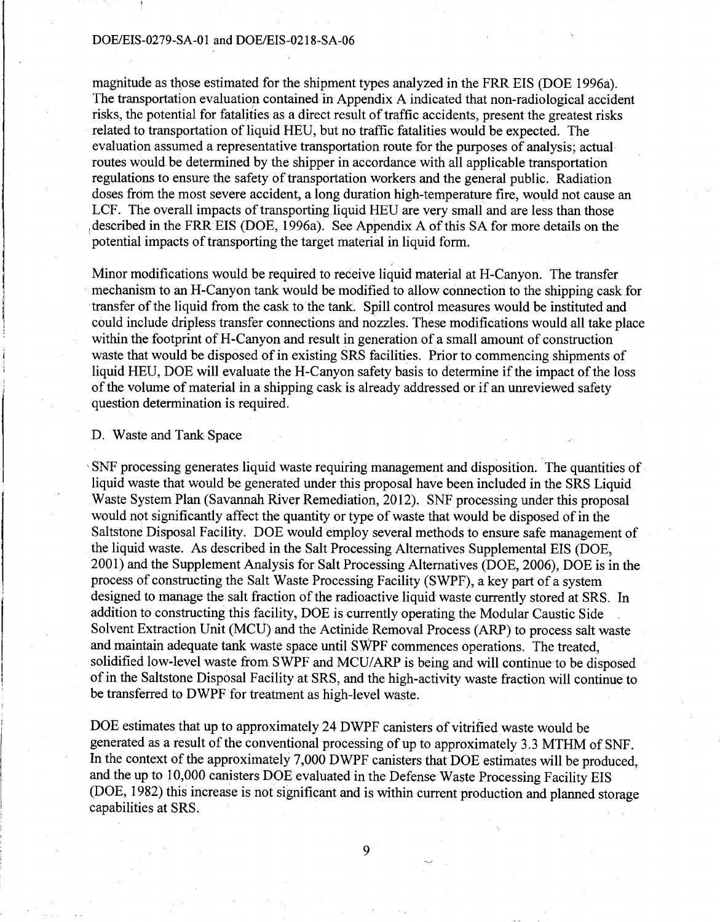magnitude as those estimated for the shipment types analyzed in the FRR EIS (DOE 1996a). The transportation evaluation contained in Appendix A indicated that non-radiological accident risks, the potential for fatalities as a direct result of traffic accidents, present the greatest risks related to transportation of liquid HEU, but no traffic fatalities would be expected. The evaluation assumed a representative transportation route for the purposes of analysis; actual routes would be determined by the shipper in accordance with all applicable transportation regulations to ensure the safety of transportation workers and the general public. Radiation doses from the most severe accident, a long duration high-temperature fire, would not cause an LCF. The overall impacts of transporting liquid HEU are very small and are less than those described in the FRR EIS (DOE, 1996a). See Appendix A of this SA for more details on the potential impacts of transporting the target material in liquid form.

Minor modifications would be required to receive liquid material at H-Canyon. The transfer mechanism to an H-Canyon tank would be modified to allow connection to the shipping cask for transfer of the liquid from the cask to the tank. Spill control measures would be instituted and could include dripless transfer connections and nozzles. These modifications would all take place within the footprint of H-Canyon and result in generation of a small amount of construction waste that would be disposed of in existing SRS facilities. Prior to commencing shipments of liquid HEU, DOE will evaluate the H-Canyon safety basis to determine if the impact of the loss of the volume of material in a shipping cask is already addressed or if an unreviewed safety question determination is required.

D. Waste and Tank Space

SNF processing generates liquid waste requiring management and disposition. The quantities of liquid waste that would be generated under this proposal have been included in the SRS Liquid Waste System Plan (Savannah River Remediation, 2012). SNF processing under this proposal would not significantly affect the quantity or type of waste that would be disposed of in the Saltstone Disposal Facility. DOE would employ several methods to ensure safe management of the liquid waste. As described in the Salt Processing Alternatives Supplemental EIS (DOE, 2001) and the Supplement Analysis for Salt Processing Alternatives (DOE, 2006), DOE is in the process of constructing the Salt Waste Processing Facility (SWPF), a key part of a system designed to manage the salt fraction of the radioactive liquid waste currently stored at SRS. In addition to constructing this facility, DOE is currently operating the Modular Caustic Side Solvent Extraction Unit (MCU) and the Actinide Removal Process (ARP) to process salt waste and maintain adequate tank waste space until SWPF commences operations. The treated, solidified low-level waste from SWPF and MCU/ARP is being and will continue to be disposed of in the Saltstone Disposal Facility at SRS, and the high-activity waste fraction will continue to be transferred to DWPF for treatment as high-level waste.

DOE estimates that up to approximately 24 DWPF canisters of vitrified waste would be generated as a result of the conventional processing of up to approximately 3.3 MTHM of SNF. In the context of the approximately 7,000 DWPF canisters that DOE estimates will be produced, and the up to 10,000 canisters DOE evaluated in the Defense Waste Processing Facility EIS (DOE, 1982) this increase is not significant and is within current production and planned storage capabilities at SRS.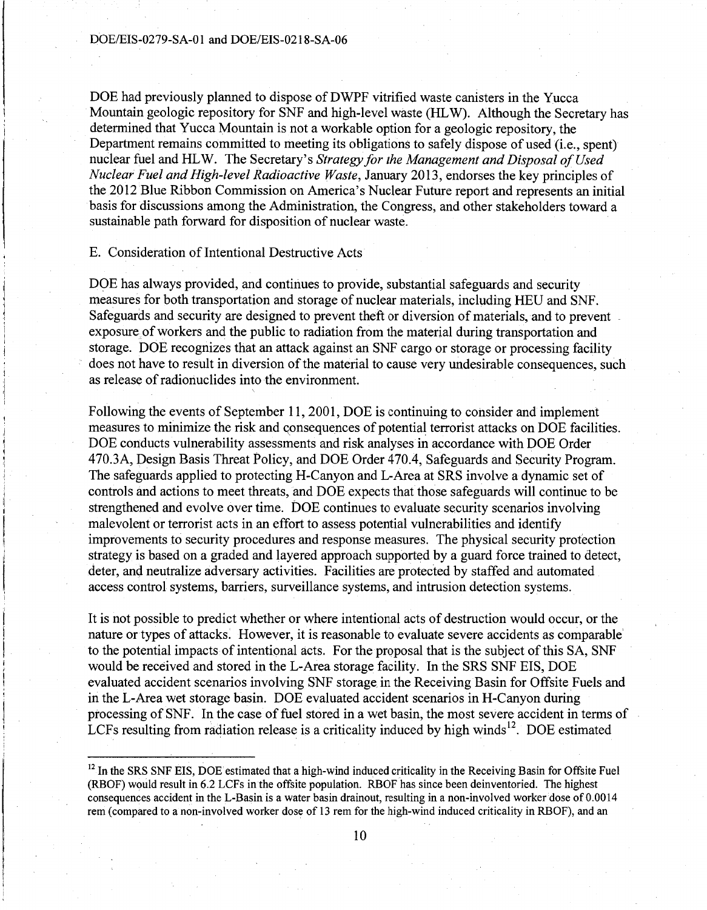DOE had previously planned to dispose of DWPF vitrified waste canisters in the Yucca Mountain geologic repository for SNF and high-level waste (HLW). Although the Secretary has determined that Yucca Mountain is not a workable option for a geologic repository, the Department remains committed to meeting its obligations to safely dispose of used (i.e., spent) nuclear fuel and HLW. The Secretary's *Strategy for the Management and Disposal of Used Nuclear Fuel and High-level Radioactive Waste*, January 2013, endorses the key principles of the 2012 Blue Ribbon Commission on America's Nuclear Future report and represents an initial basis for discussions among the Administration, the Congress, and other stakeholders toward a sustainable path forward for disposition of nuclear waste.

E. Consideration of Intentional Destructive Acts

DOE has always provided, and continues to provide, substantial safeguards and security measures for both transportation and storage of nuclear materials, including HEU and SNF. Safeguards and security are designed to prevent theft or diversion of materials, and to prevent exposure of workers and the public to radiation from the material during transportation and storage. DOE recognizes that an attack against an SNF cargo or storage or processing facility does not have to result in diversion of the material to cause very undesirable consequences, such as release of radionuclides into the environment.

Following the events of September 11, 2001, DOE is continuing to consider and implement measures to minimize the risk and consequences of potential terrorist attacks on DOE facilities. DOE conducts vulnerability assessments and risk analyses in accordance with DOE Order 470.3A, Design Basis Threat Policy, and DOE Order 470.4, Safeguards and Security Program. The safeguards applied to protecting H-Canyon and L-Area at SRS involve a dynamic set of controls and actions to meet threats, and DOE expects that those safeguards will continue to be strengthened and evolve over time. DOE continues to evaluate security scenarios involving malevolent or terrorist acts in an effort to assess potential vulnerabilities and identify improvements to security procedures and response measures. The physical security protection strategy is based on a graded and layered approach supported by a guard force trained to detect, deter, and neutralize adversary activities. Facilities are protected by staffed and automated access control systems, barriers, surveillance systems, and intrusion detection systems.

It is not possible to predict whether or where intentional acts of destruction would occur, or the nature or types of attacks. However, it is reasonable to evaluate severe accidents as comparable to the potential impacts of intentional acts. For the proposal that is the subject of this SA, SNF would be received and stored in the L-Area storage facility. In the SRS SNF EIS, DOE evaluated accident scenarios involving SNF storage in the Receiving Basin for Offsite Fuels and in the L-Area wet storage basin. DOE evaluated accident scenarios in H-Canyon during processing of SNF. In the case of fuel stored in a wet basin, the most severe accident in terms of LCFs resulting from radiation release is a criticality induced by high winds[12]. DOE estimated

---

[12] In the SRS SNF EIS, DOE estimated that a high-wind induced criticality in the Receiving Basin for Offsite Fuel (RBOF) would result in 6.2 LCFs in the offsite population. RBOF has since been deinventoried. The highest consequences accident in the L-Basin is a water basin drainout, resulting in a non-involved worker dose of 0.0014 rem (compared to a non-involved worker dose of 13 rem for the high-wind induced criticality in RBOF), and an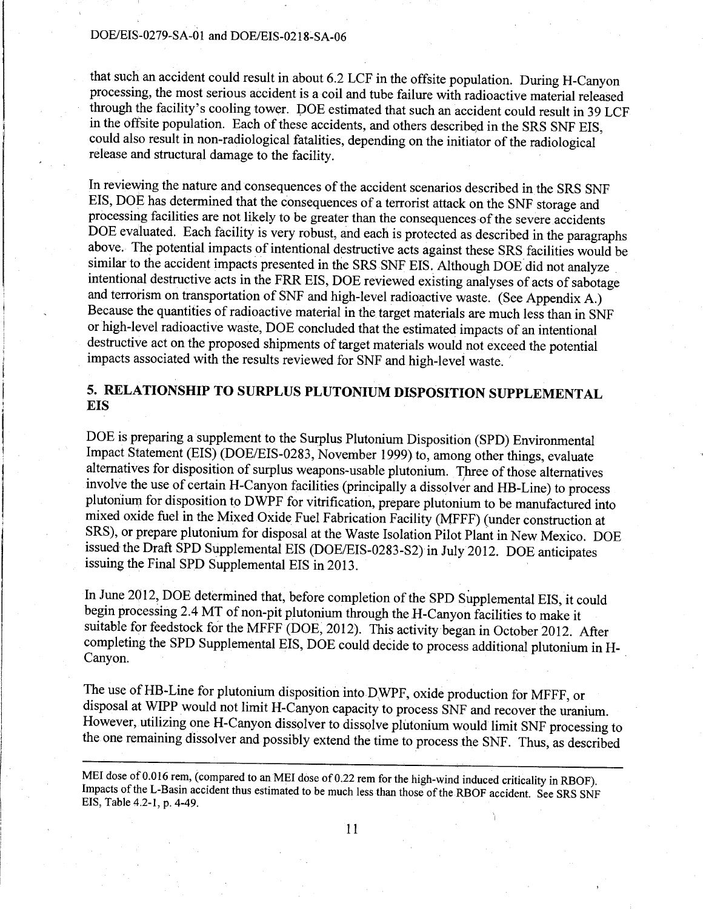that such an accident could result in about 6.2 LCF in the offsite population. During H-Canyon processing, the most serious accident is a coil and tube failure with radioactive material released through the facility's cooling tower. DOE estimated that such an accident could result in 39 LCF in the offsite population. Each of these accidents, and others described in the SRS SNF EIS, could also result in non-radiological fatalities, depending on the initiator of the radiological release and structural damage to the facility.

In reviewing the nature and consequences of the accident scenarios described in the SRS SNF EIS, DOE has determined that the consequences of a terrorist attack on the SNF storage and processing facilities are not likely to be greater than the consequences of the severe accidents DOE evaluated. Each facility is very robust, and each is protected as described in the paragraphs above. The potential impacts of intentional destructive acts against these SRS facilities would be similar to the accident impacts presented in the SRS SNF EIS. Although DOE did not analyze intentional destructive acts in the FRR EIS, DOE reviewed existing analyses of acts of sabotage and terrorism on transportation of SNF and high-level radioactive waste. (See Appendix A.) Because the quantities of radioactive material in the target materials are much less than in SNF or high-level radioactive waste, DOE concluded that the estimated impacts of an intentional destructive act on the proposed shipments of target materials would not exceed the potential impacts associated with the results reviewed for SNF and high-level waste.

## 5. RELATIONSHIP TO SURPLUS PLUTONIUM DISPOSITION SUPPLEMENTAL EIS

DOE is preparing a supplement to the Surplus Plutonium Disposition (SPD) Environmental Impact Statement (EIS) (DOE/EIS-0283, November 1999) to, among other things, evaluate alternatives for disposition of surplus weapons-usable plutonium. Three of those alternatives involve the use of certain H-Canyon facilities (principally a dissolver and HB-Line) to process plutonium for disposition to DWPF for vitrification, prepare plutonium to be manufactured into mixed oxide fuel in the Mixed Oxide Fuel Fabrication Facility (MFFF) (under construction at SRS), or prepare plutonium for disposal at the Waste Isolation Pilot Plant in New Mexico. DOE issued the Draft SPD Supplemental EIS (DOE/EIS-0283-S2) in July 2012. DOE anticipates issuing the Final SPD Supplemental EIS in 2013.

In June 2012, DOE determined that, before completion of the SPD Supplemental EIS, it could begin processing 2.4 MT of non-pit plutonium through the H-Canyon facilities to make it suitable for feedstock for the MFFF (DOE, 2012). This activity began in October 2012. After completing the SPD Supplemental EIS, DOE could decide to process additional plutonium in H-Canyon.

The use of HB-Line for plutonium disposition into DWPF, oxide production for MFFF, or disposal at WIPP would not limit H-Canyon capacity to process SNF and recover the uranium. However, utilizing one H-Canyon dissolver to dissolve plutonium would limit SNF processing to the one remaining dissolver and possibly extend the time to process the SNF. Thus, as described

---

MEI dose of 0.016 rem, (compared to an MEI dose of 0.22 rem for the high-wind induced criticality in RBOF). Impacts of the L-Basin accident thus estimated to be much less than those of the RBOF accident. See SRS SNF EIS, Table 4.2-1, p. 4-49.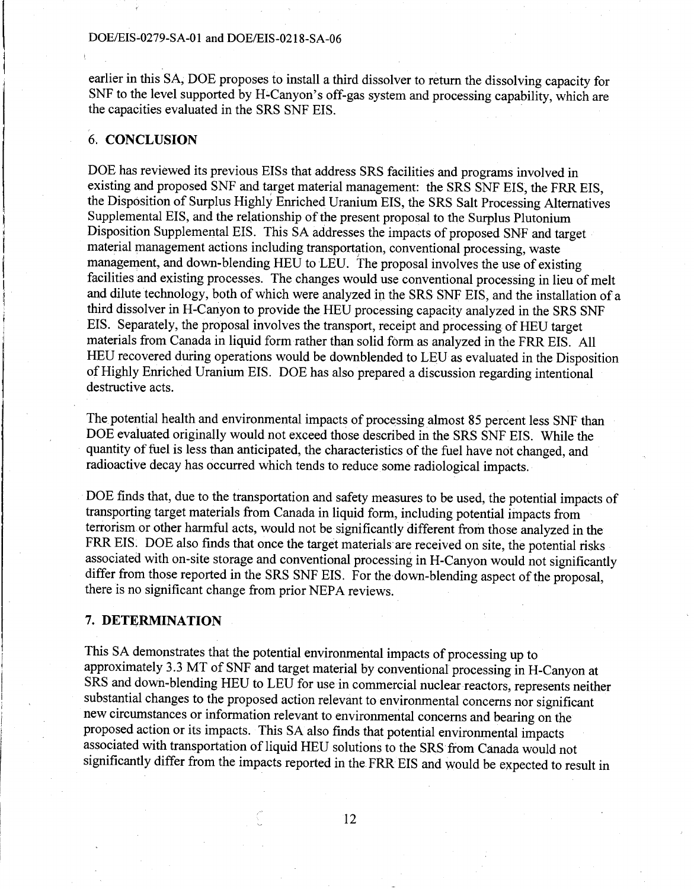earlier in this SA, DOE proposes to install a third dissolver to return the dissolving capacity for SNF to the level supported by H-Canyon's off-gas system and processing capability, which are the capacities evaluated in the SRS SNF EIS.

## 6. CONCLUSION

DOE has reviewed its previous EISs that address SRS facilities and programs involved in existing and proposed SNF and target material management: the SRS SNF EIS, the FRR EIS, the Disposition of Surplus Highly Enriched Uranium EIS, the SRS Salt Processing Alternatives Supplemental EIS, and the relationship of the present proposal to the Surplus Plutonium Disposition Supplemental EIS. This SA addresses the impacts of proposed SNF and target material management actions including transportation, conventional processing, waste management, and down-blending HEU to LEU. The proposal involves the use of existing facilities and existing processes. The changes would use conventional processing in lieu of melt and dilute technology, both of which were analyzed in the SRS SNF EIS, and the installation of a third dissolver in H-Canyon to provide the HEU processing capacity analyzed in the SRS SNF EIS. Separately, the proposal involves the transport, receipt and processing of HEU target materials from Canada in liquid form rather than solid form as analyzed in the FRR EIS. All HEU recovered during operations would be downblended to LEU as evaluated in the Disposition of Highly Enriched Uranium EIS. DOE has also prepared a discussion regarding intentional destructive acts.

The potential health and environmental impacts of processing almost 85 percent less SNF than DOE evaluated originally would not exceed those described in the SRS SNF EIS. While the quantity of fuel is less than anticipated, the characteristics of the fuel have not changed, and radioactive decay has occurred which tends to reduce some radiological impacts.

DOE finds that, due to the transportation and safety measures to be used, the potential impacts of transporting target materials from Canada in liquid form, including potential impacts from terrorism or other harmful acts, would not be significantly different from those analyzed in the FRR EIS. DOE also finds that once the target materials are received on site, the potential risks associated with on-site storage and conventional processing in H-Canyon would not significantly differ from those reported in the SRS SNF EIS. For the down-blending aspect of the proposal, there is no significant change from prior NEPA reviews.

## 7. DETERMINATION

This SA demonstrates that the potential environmental impacts of processing up to approximately 3.3 MT of SNF and target material by conventional processing in H-Canyon at SRS and down-blending HEU to LEU for use in commercial nuclear reactors, represents neither substantial changes to the proposed action relevant to environmental concerns nor significant new circumstances or information relevant to environmental concerns and bearing on the proposed action or its impacts. This SA also finds that potential environmental impacts associated with transportation of liquid HEU solutions to the SRS from Canada would not significantly differ from the impacts reported in the FRR EIS and would be expected to result in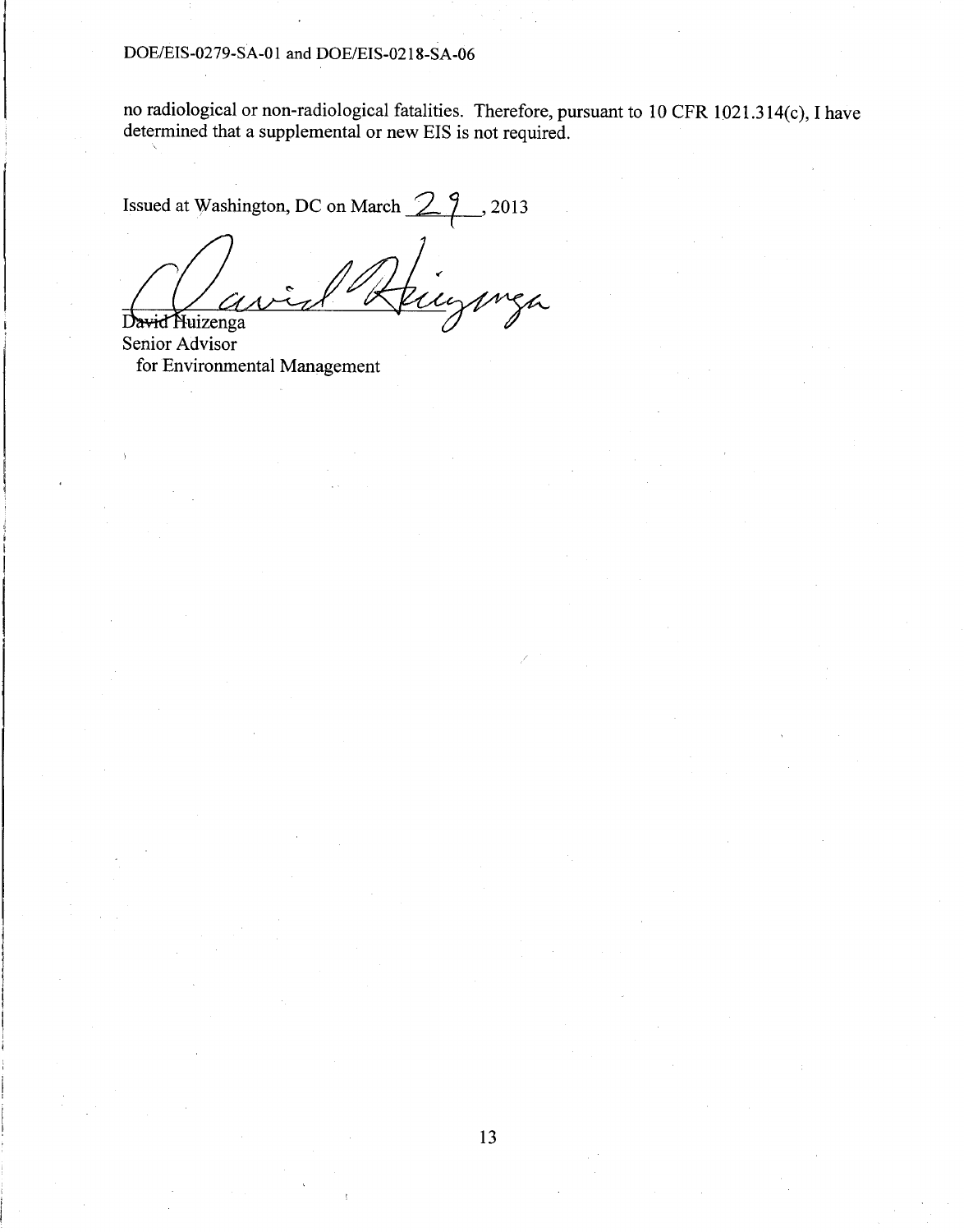no radiological or non-radiological fatalities. Therefore, pursuant to 10 CFR 1021.314(c), I have determined that a supplemental or new EIS is not required.

Issued at Washington, DC on March 29, 2013

David Huizenga
Senior Advisor
for Environmental Management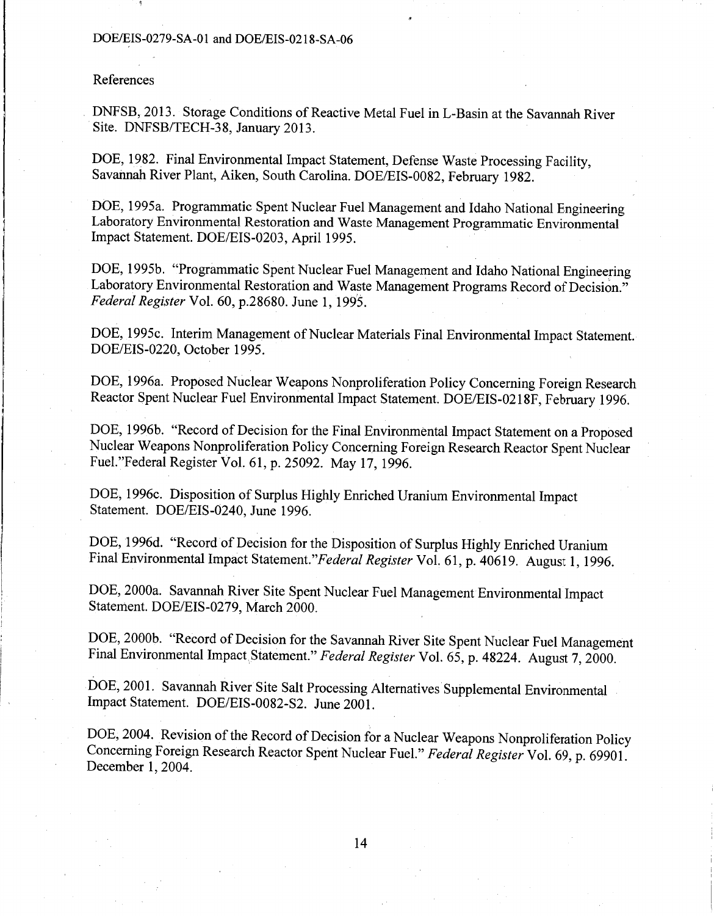References

DNFSB, 2013. Storage Conditions of Reactive Metal Fuel in L-Basin at the Savannah River Site. DNFSB/TECH-38, January 2013.

DOE, 1982. Final Environmental Impact Statement, Defense Waste Processing Facility, Savannah River Plant, Aiken, South Carolina. DOE/EIS-0082, February 1982.

DOE, 1995a. Programmatic Spent Nuclear Fuel Management and Idaho National Engineering Laboratory Environmental Restoration and Waste Management Programmatic Environmental Impact Statement. DOE/EIS-0203, April 1995.

DOE, 1995b. "Programmatic Spent Nuclear Fuel Management and Idaho National Engineering Laboratory Environmental Restoration and Waste Management Programs Record of Decision." *Federal Register* Vol. 60, p.28680. June 1, 1995.

DOE, 1995c. Interim Management of Nuclear Materials Final Environmental Impact Statement. DOE/EIS-0220, October 1995.

DOE, 1996a. Proposed Nuclear Weapons Nonproliferation Policy Concerning Foreign Research Reactor Spent Nuclear Fuel Environmental Impact Statement. DOE/EIS-0218F, February 1996.

DOE, 1996b. "Record of Decision for the Final Environmental Impact Statement on a Proposed Nuclear Weapons Nonproliferation Policy Concerning Foreign Research Reactor Spent Nuclear Fuel."Federal Register Vol. 61, p. 25092. May 17, 1996.

DOE, 1996c. Disposition of Surplus Highly Enriched Uranium Environmental Impact Statement. DOE/EIS-0240, June 1996.

DOE, 1996d. "Record of Decision for the Disposition of Surplus Highly Enriched Uranium Final Environmental Impact Statement."*Federal Register* Vol. 61, p. 40619. August 1, 1996.

DOE, 2000a. Savannah River Site Spent Nuclear Fuel Management Environmental Impact Statement. DOE/EIS-0279, March 2000.

DOE, 2000b. "Record of Decision for the Savannah River Site Spent Nuclear Fuel Management Final Environmental Impact Statement." *Federal Register* Vol. 65, p. 48224. August 7, 2000.

DOE, 2001. Savannah River Site Salt Processing Alternatives Supplemental Environmental Impact Statement. DOE/EIS-0082-S2. June 2001.

DOE, 2004. Revision of the Record of Decision for a Nuclear Weapons Nonproliferation Policy Concerning Foreign Research Reactor Spent Nuclear Fuel." *Federal Register* Vol. 69, p. 69901. December 1, 2004.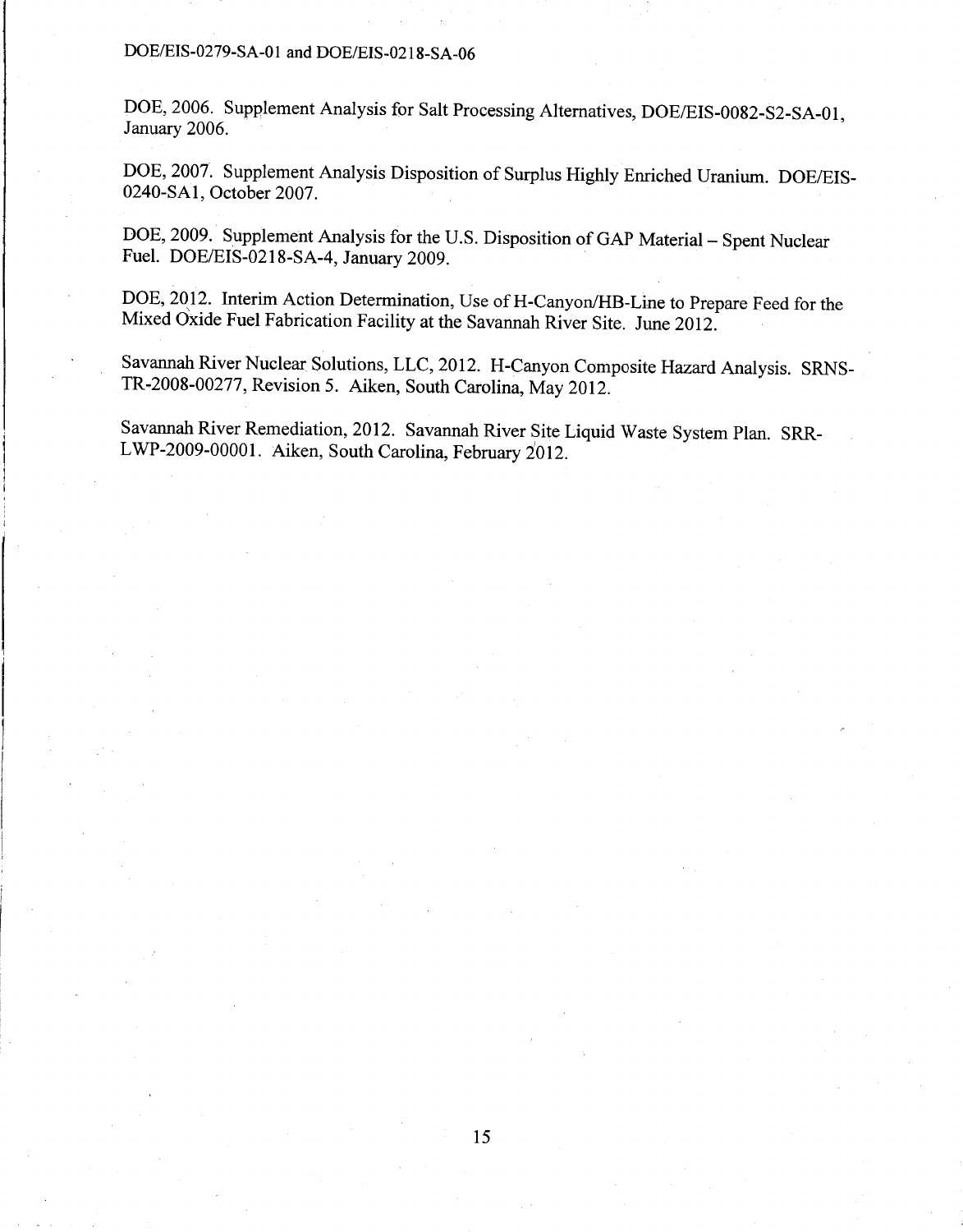DOE, 2006. Supplement Analysis for Salt Processing Alternatives, DOE/EIS-0082-S2-SA-01, January 2006.

DOE, 2007. Supplement Analysis Disposition of Surplus Highly Enriched Uranium. DOE/EIS-0240-SA1, October 2007.

DOE, 2009. Supplement Analysis for the U.S. Disposition of GAP Material – Spent Nuclear Fuel. DOE/EIS-0218-SA-4, January 2009.

DOE, 2012. Interim Action Determination, Use of H-Canyon/HB-Line to Prepare Feed for the Mixed Oxide Fuel Fabrication Facility at the Savannah River Site. June 2012.

Savannah River Nuclear Solutions, LLC, 2012. H-Canyon Composite Hazard Analysis. SRNS-TR-2008-00277, Revision 5. Aiken, South Carolina, May 2012.

Savannah River Remediation, 2012. Savannah River Site Liquid Waste System Plan. SRR-LWP-2009-00001. Aiken, South Carolina, February 2012.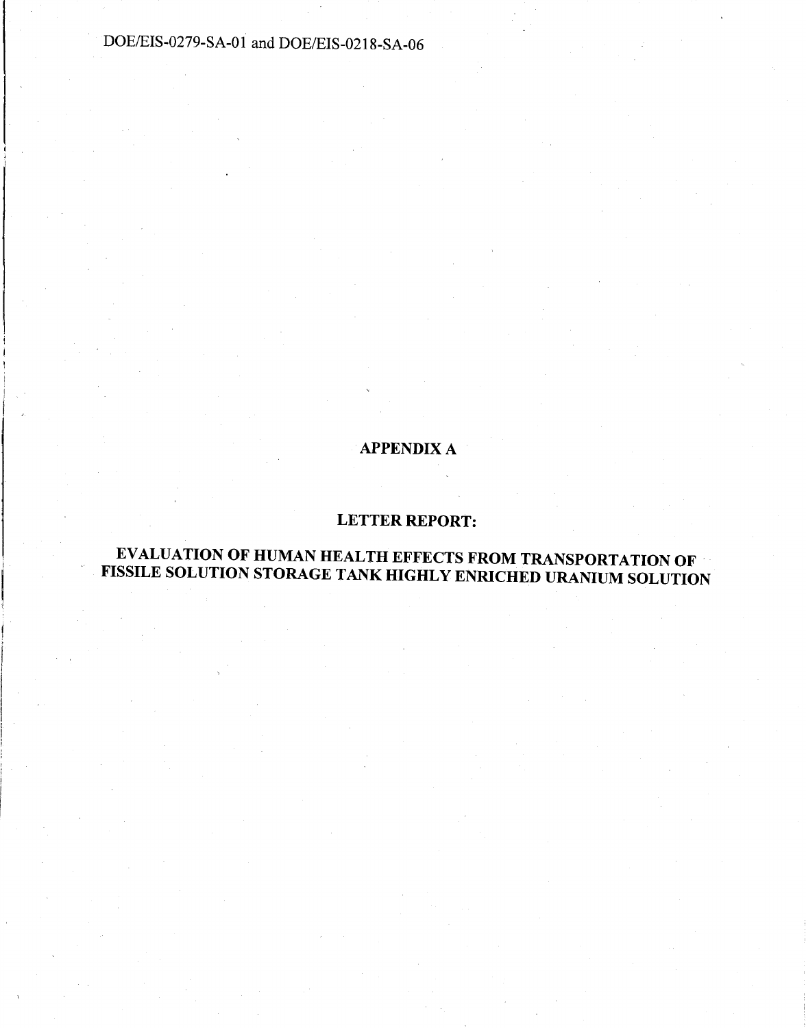# APPENDIX A

## LETTER REPORT:

## EVALUATION OF HUMAN HEALTH EFFECTS FROM TRANSPORTATION OF FISSILE SOLUTION STORAGE TANK HIGHLY ENRICHED URANIUM SOLUTION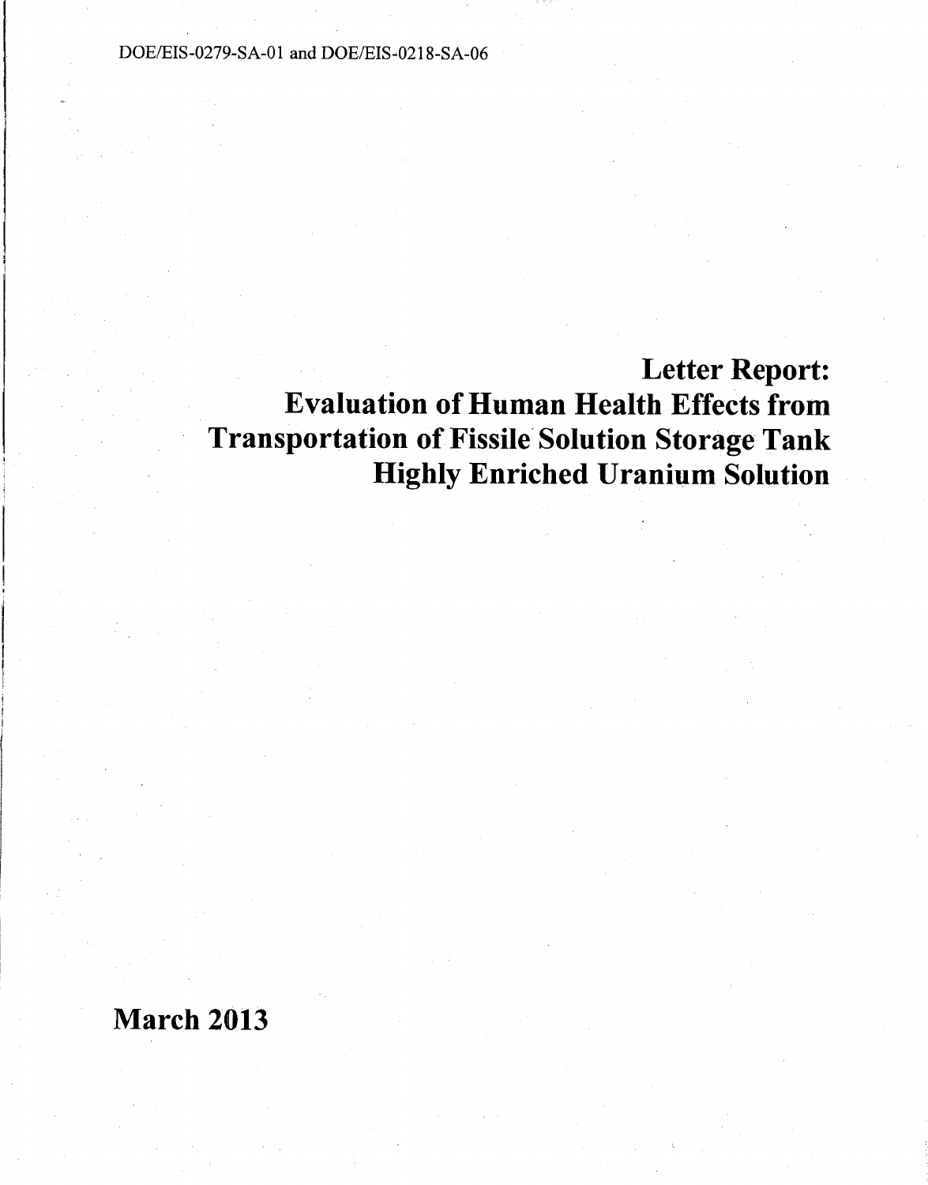DOE/EIS-0279-SA-01 and DOE/EIS-0218-SA-06

# Letter Report: Evaluation of Human Health Effects from Transportation of Fissile Solution Storage Tank Highly Enriched Uranium Solution

**March 2013**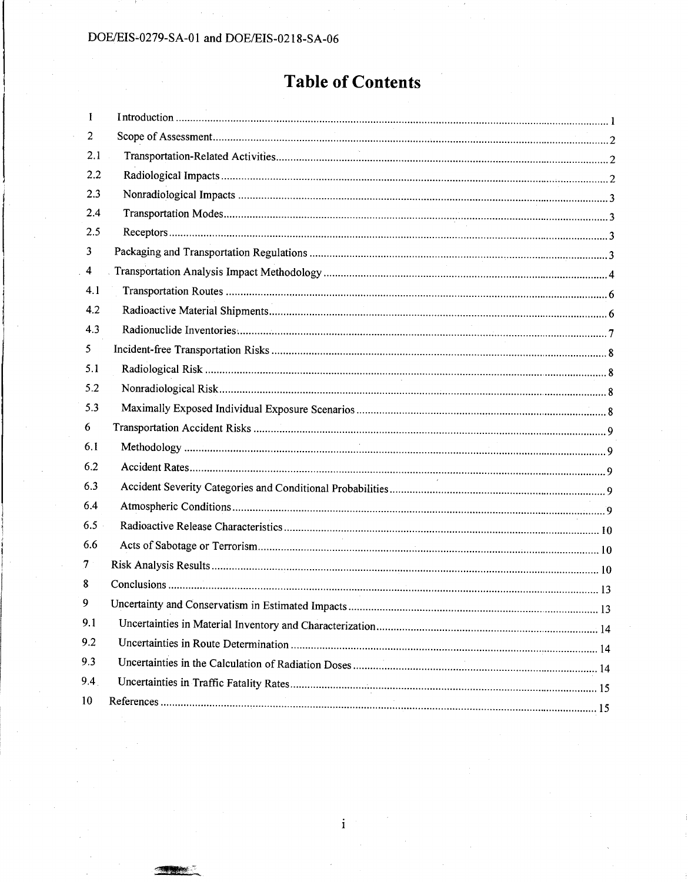# Table of Contents

| | | |
|---|---|---|
| 1 | Introduction | 1 |
| 2 | Scope of Assessment | 2 |
| 2.1 | Transportation-Related Activities | 2 |
| 2.2 | Radiological Impacts | 2 |
| 2.3 | Nonradiological Impacts | 3 |
| 2.4 | Transportation Modes | 3 |
| 2.5 | Receptors | 3 |
| 3 | Packaging and Transportation Regulations | 3 |
| 4 | Transportation Analysis Impact Methodology | 4 |
| 4.1 | Transportation Routes | 6 |
| 4.2 | Radioactive Material Shipments | 6 |
| 4.3 | Radionuclide Inventories | 7 |
| 5 | Incident-free Transportation Risks | 8 |
| 5.1 | Radiological Risk | 8 |
| 5.2 | Nonradiological Risk | 8 |
| 5.3 | Maximally Exposed Individual Exposure Scenarios | 8 |
| 6 | Transportation Accident Risks | 9 |
| 6.1 | Methodology | 9 |
| 6.2 | Accident Rates | 9 |
| 6.3 | Accident Severity Categories and Conditional Probabilities | 9 |
| 6.4 | Atmospheric Conditions | 9 |
| 6.5 | Radioactive Release Characteristics | 10 |
| 6.6 | Acts of Sabotage or Terrorism | 10 |
| 7 | Risk Analysis Results | 10 |
| 8 | Conclusions | 13 |
| 9 | Uncertainty and Conservatism in Estimated Impacts | 13 |
| 9.1 | Uncertainties in Material Inventory and Characterization | 14 |
| 9.2 | Uncertainties in Route Determination | 14 |
| 9.3 | Uncertainties in the Calculation of Radiation Doses | 14 |
| 9.4 | Uncertainties in Traffic Fatality Rates | 15 |
| 10 | References | 15 |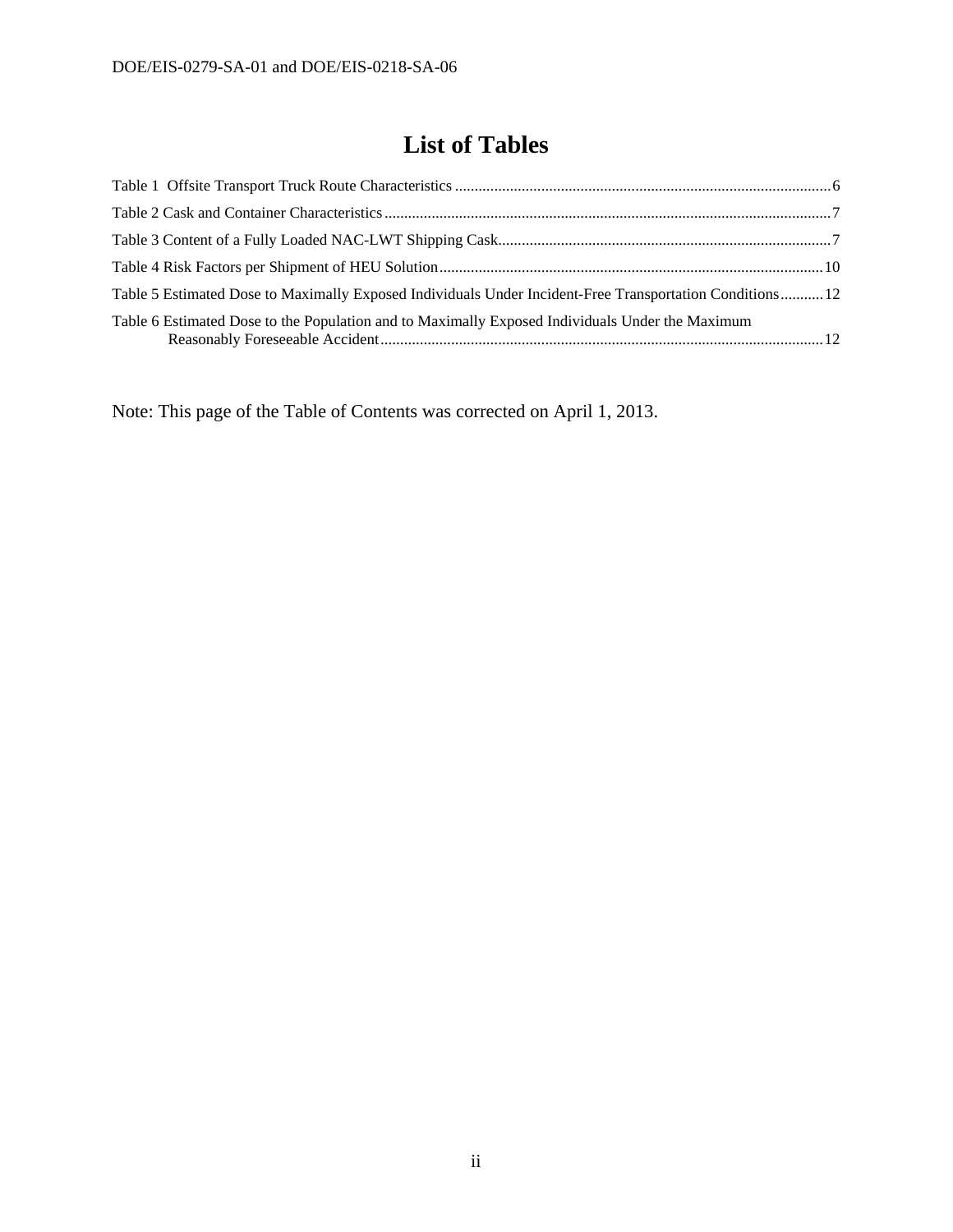# List of Tables

Table 1 Offsite Transport Truck Route Characteristics ....................................................................................................6

Table 2 Cask and Container Characteristics ........................................................................................................................7

Table 3 Content of a Fully Loaded NAC-LWT Shipping Cask.............................................................................................7

Table 4 Risk Factors per Shipment of HEU Solution ..........................................................................................................10

Table 5 Estimated Dose to Maximally Exposed Individuals Under Incident-Free Transportation Conditions...........12

Table 6 Estimated Dose to the Population and to Maximally Exposed Individuals Under the Maximum Reasonably Foreseeable Accident ........................................................................................................................12

Note: This page of the Table of Contents was corrected on April 1, 2013.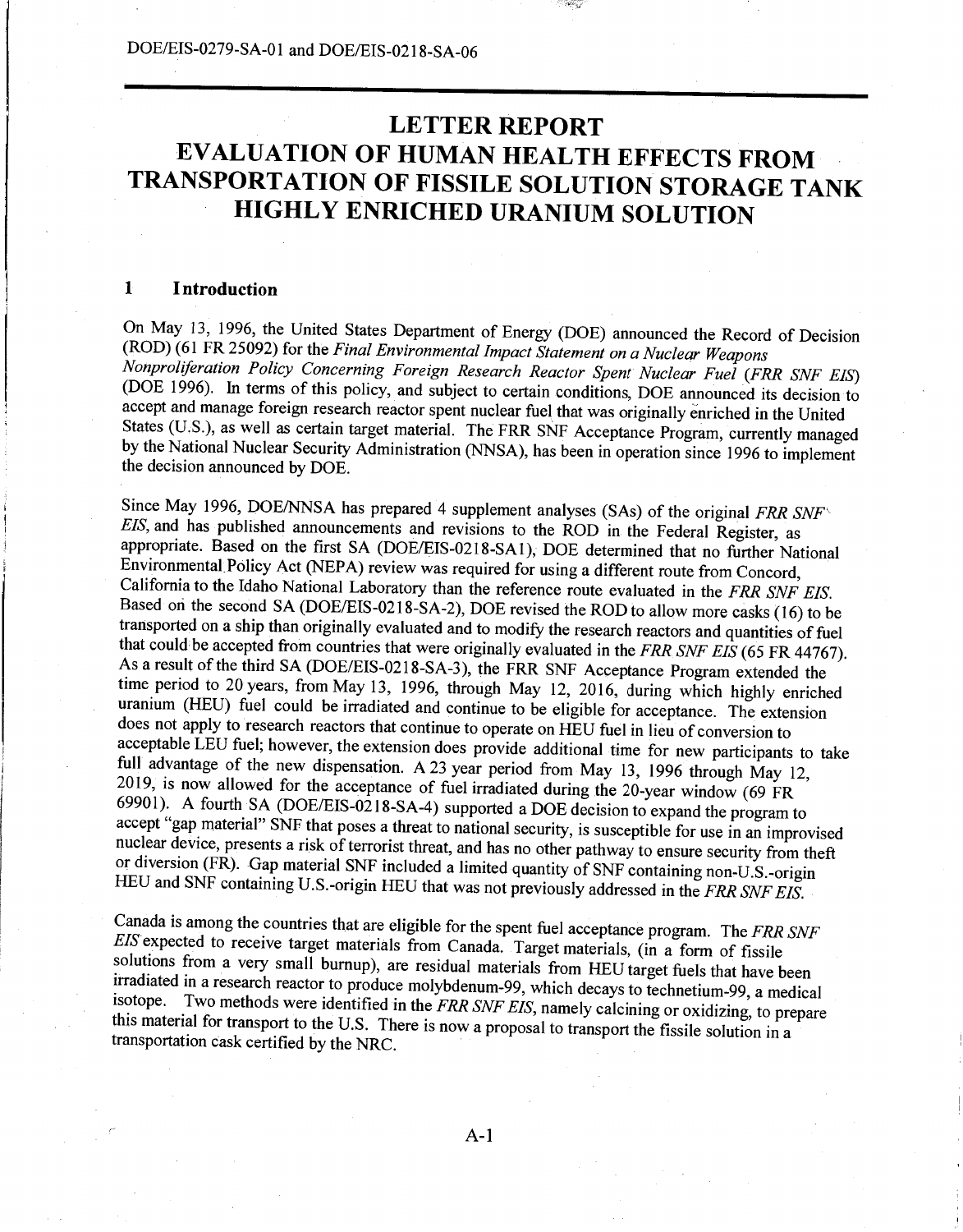# LETTER REPORT
# EVALUATION OF HUMAN HEALTH EFFECTS FROM TRANSPORTATION OF FISSILE SOLUTION STORAGE TANK HIGHLY ENRICHED URANIUM SOLUTION

## 1 Introduction

On May 13, 1996, the United States Department of Energy (DOE) announced the Record of Decision (ROD) (61 FR 25092) for the *Final Environmental Impact Statement on a Nuclear Weapons Nonproliferation Policy Concerning Foreign Research Reactor Spent Nuclear Fuel* (*FRR SNF EIS*) (DOE 1996). In terms of this policy, and subject to certain conditions, DOE announced its decision to accept and manage foreign research reactor spent nuclear fuel that was originally enriched in the United States (U.S.), as well as certain target material. The FRR SNF Acceptance Program, currently managed by the National Nuclear Security Administration (NNSA), has been in operation since 1996 to implement the decision announced by DOE.

Since May 1996, DOE/NNSA has prepared 4 supplement analyses (SAs) of the original *FRR SNF EIS*, and has published announcements and revisions to the ROD in the Federal Register, as appropriate. Based on the first SA (DOE/EIS-0218-SA1), DOE determined that no further National Environmental Policy Act (NEPA) review was required for using a different route from Concord, California to the Idaho National Laboratory than the reference route evaluated in the *FRR SNF EIS*. Based on the second SA (DOE/EIS-0218-SA-2), DOE revised the ROD to allow more casks (16) to be transported on a ship than originally evaluated and to modify the research reactors and quantities of fuel that could be accepted from countries that were originally evaluated in the *FRR SNF EIS* (65 FR 44767). As a result of the third SA (DOE/EIS-0218-SA-3), the FRR SNF Acceptance Program extended the time period to 20 years, from May 13, 1996, through May 12, 2016, during which highly enriched uranium (HEU) fuel could be irradiated and continue to be eligible for acceptance. The extension does not apply to research reactors that continue to operate on HEU fuel in lieu of conversion to acceptable LEU fuel; however, the extension does provide additional time for new participants to take full advantage of the new dispensation. A 23 year period from May 13, 1996 through May 12, 2019, is now allowed for the acceptance of fuel irradiated during the 20-year window (69 FR 69901). A fourth SA (DOE/EIS-0218-SA-4) supported a DOE decision to expand the program to accept "gap material" SNF that poses a threat to national security, is susceptible for use in an improvised nuclear device, presents a risk of terrorist threat, and has no other pathway to ensure security from theft or diversion (FR). Gap material SNF included a limited quantity of SNF containing non-U.S.-origin HEU and SNF containing U.S.-origin HEU that was not previously addressed in the *FRR SNF EIS*.

Canada is among the countries that are eligible for the spent fuel acceptance program. The *FRR SNF EIS* expected to receive target materials from Canada. Target materials, (in a form of fissile solutions from a very small burnup), are residual materials from HEU target fuels that have been irradiated in a research reactor to produce molybdenum-99, which decays to technetium-99, a medical isotope. Two methods were identified in the *FRR SNF EIS*, namely calcining or oxidizing, to prepare this material for transport to the U.S. There is now a proposal to transport the fissile solution in a transportation cask certified by the NRC.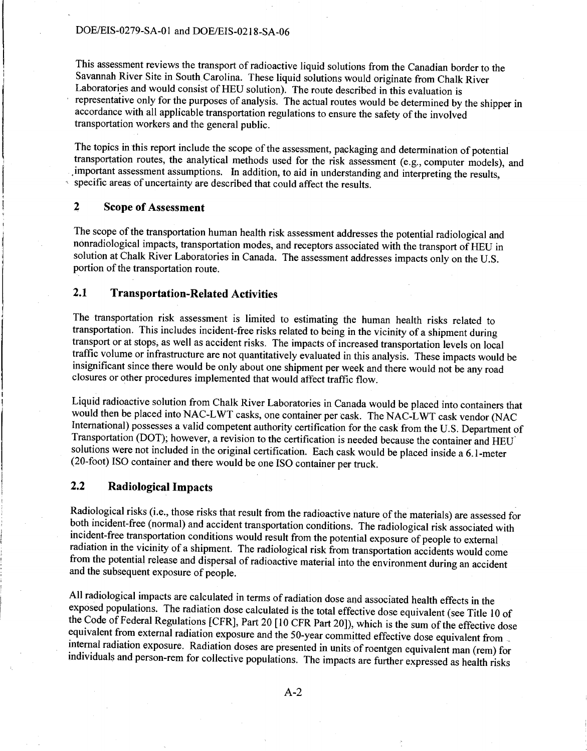This assessment reviews the transport of radioactive liquid solutions from the Canadian border to the Savannah River Site in South Carolina. These liquid solutions would originate from Chalk River Laboratories and would consist of HEU solution). The route described in this evaluation is representative only for the purposes of analysis. The actual routes would be determined by the shipper in accordance with all applicable transportation regulations to ensure the safety of the involved transportation workers and the general public.

The topics in this report include the scope of the assessment, packaging and determination of potential transportation routes, the analytical methods used for the risk assessment (e.g., computer models), and important assessment assumptions. In addition, to aid in understanding and interpreting the results, specific areas of uncertainty are described that could affect the results.

## 2 Scope of Assessment

The scope of the transportation human health risk assessment addresses the potential radiological and nonradiological impacts, transportation modes, and receptors associated with the transport of HEU in solution at Chalk River Laboratories in Canada. The assessment addresses impacts only on the U.S. portion of the transportation route.

### 2.1 Transportation-Related Activities

The transportation risk assessment is limited to estimating the human health risks related to transportation. This includes incident-free risks related to being in the vicinity of a shipment during transport or at stops, as well as accident risks. The impacts of increased transportation levels on local traffic volume or infrastructure are not quantitatively evaluated in this analysis. These impacts would be insignificant since there would be only about one shipment per week and there would not be any road closures or other procedures implemented that would affect traffic flow.

Liquid radioactive solution from Chalk River Laboratories in Canada would be placed into containers that would then be placed into NAC-LWT casks, one container per cask. The NAC-LWT cask vendor (NAC International) possesses a valid competent authority certification for the cask from the U.S. Department of Transportation (DOT); however, a revision to the certification is needed because the container and HEU solutions were not included in the original certification. Each cask would be placed inside a 6.1-meter (20-foot) ISO container and there would be one ISO container per truck.

### 2.2 Radiological Impacts

Radiological risks (i.e., those risks that result from the radioactive nature of the materials) are assessed for both incident-free (normal) and accident transportation conditions. The radiological risk associated with incident-free transportation conditions would result from the potential exposure of people to external radiation in the vicinity of a shipment. The radiological risk from transportation accidents would come from the potential release and dispersal of radioactive material into the environment during an accident and the subsequent exposure of people.

All radiological impacts are calculated in terms of radiation dose and associated health effects in the exposed populations. The radiation dose calculated is the total effective dose equivalent (see Title 10 of the Code of Federal Regulations [CFR], Part 20 [10 CFR Part 20]), which is the sum of the effective dose equivalent from external radiation exposure and the 50-year committed effective dose equivalent from internal radiation exposure. Radiation doses are presented in units of roentgen equivalent man (rem) for individuals and person-rem for collective populations. The impacts are further expressed as health risks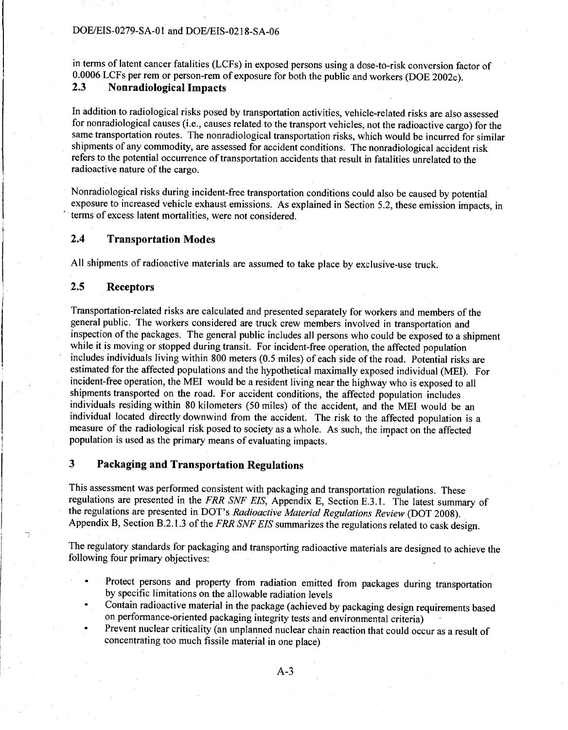in terms of latent cancer fatalities (LCFs) in exposed persons using a dose-to-risk conversion factor of 0.0006 LCFs per rem or person-rem of exposure for both the public and workers (DOE 2002c).

## 2.3 Nonradiological Impacts

In addition to radiological risks posed by transportation activities, vehicle-related risks are also assessed for nonradiological causes (i.e., causes related to the transport vehicles, not the radioactive cargo) for the same transportation routes. The nonradiological transportation risks, which would be incurred for similar shipments of any commodity, are assessed for accident conditions. The nonradiological accident risk refers to the potential occurrence of transportation accidents that result in fatalities unrelated to the radioactive nature of the cargo.

Nonradiological risks during incident-free transportation conditions could also be caused by potential exposure to increased vehicle exhaust emissions. As explained in Section 5.2, these emission impacts, in terms of excess latent mortalities, were not considered.

## 2.4 Transportation Modes

All shipments of radioactive materials are assumed to take place by exclusive-use truck.

## 2.5 Receptors

Transportation-related risks are calculated and presented separately for workers and members of the general public. The workers considered are truck crew members involved in transportation and inspection of the packages. The general public includes all persons who could be exposed to a shipment while it is moving or stopped during transit. For incident-free operation, the affected population includes individuals living within 800 meters (0.5 miles) of each side of the road. Potential risks are estimated for the affected populations and the hypothetical maximally exposed individual (MEI). For incident-free operation, the MEI would be a resident living near the highway who is exposed to all shipments transported on the road. For accident conditions, the affected population includes individuals residing within 80 kilometers (50 miles) of the accident, and the MEI would be an individual located directly downwind from the accident. The risk to the affected population is a measure of the radiological risk posed to society as a whole. As such, the impact on the affected population is used as the primary means of evaluating impacts.

# 3 Packaging and Transportation Regulations

This assessment was performed consistent with packaging and transportation regulations. These regulations are presented in the *FRR SNF EIS*, Appendix E, Section E.3.1. The latest summary of the regulations are presented in DOT's *Radioactive Material Regulations Review* (DOT 2008). Appendix B, Section B.2.1.3 of the *FRR SNF EIS* summarizes the regulations related to cask design.

The regulatory standards for packaging and transporting radioactive materials are designed to achieve the following four primary objectives:

- Protect persons and property from radiation emitted from packages during transportation by specific limitations on the allowable radiation levels
- Contain radioactive material in the package (achieved by packaging design requirements based on performance-oriented packaging integrity tests and environmental criteria)
- Prevent nuclear criticality (an unplanned nuclear chain reaction that could occur as a result of concentrating too much fissile material in one place)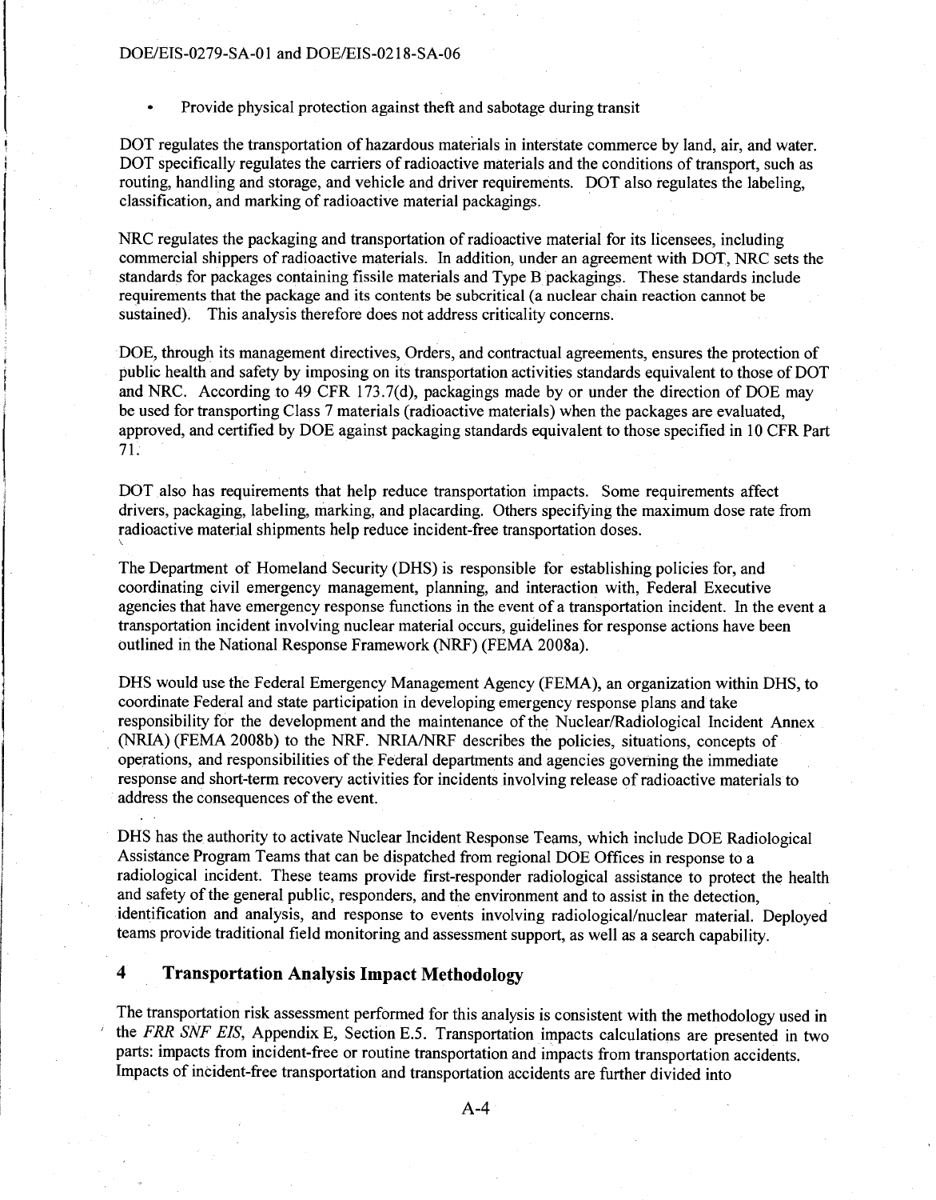- Provide physical protection against theft and sabotage during transit

DOT regulates the transportation of hazardous materials in interstate commerce by land, air, and water. DOT specifically regulates the carriers of radioactive materials and the conditions of transport, such as routing, handling and storage, and vehicle and driver requirements. DOT also regulates the labeling, classification, and marking of radioactive material packagings.

NRC regulates the packaging and transportation of radioactive material for its licensees, including commercial shippers of radioactive materials. In addition, under an agreement with DOT, NRC sets the standards for packages containing fissile materials and Type B packagings. These standards include requirements that the package and its contents be subcritical (a nuclear chain reaction cannot be sustained). This analysis therefore does not address criticality concerns.

DOE, through its management directives, Orders, and contractual agreements, ensures the protection of public health and safety by imposing on its transportation activities standards equivalent to those of DOT and NRC. According to 49 CFR 173.7(d), packagings made by or under the direction of DOE may be used for transporting Class 7 materials (radioactive materials) when the packages are evaluated, approved, and certified by DOE against packaging standards equivalent to those specified in 10 CFR Part 71.

DOT also has requirements that help reduce transportation impacts. Some requirements affect drivers, packaging, labeling, marking, and placarding. Others specifying the maximum dose rate from radioactive material shipments help reduce incident-free transportation doses.

The Department of Homeland Security (DHS) is responsible for establishing policies for, and coordinating civil emergency management, planning, and interaction with, Federal Executive agencies that have emergency response functions in the event of a transportation incident. In the event a transportation incident involving nuclear material occurs, guidelines for response actions have been outlined in the National Response Framework (NRF) (FEMA 2008a).

DHS would use the Federal Emergency Management Agency (FEMA), an organization within DHS, to coordinate Federal and state participation in developing emergency response plans and take responsibility for the development and the maintenance of the Nuclear/Radiological Incident Annex (NRIA) (FEMA 2008b) to the NRF. NRIA/NRF describes the policies, situations, concepts of operations, and responsibilities of the Federal departments and agencies governing the immediate response and short-term recovery activities for incidents involving release of radioactive materials to address the consequences of the event.

DHS has the authority to activate Nuclear Incident Response Teams, which include DOE Radiological Assistance Program Teams that can be dispatched from regional DOE Offices in response to a radiological incident. These teams provide first-responder radiological assistance to protect the health and safety of the general public, responders, and the environment and to assist in the detection, identification and analysis, and response to events involving radiological/nuclear material. Deployed teams provide traditional field monitoring and assessment support, as well as a search capability.

## 4 Transportation Analysis Impact Methodology

The transportation risk assessment performed for this analysis is consistent with the methodology used in the *FRR SNF EIS*, Appendix E, Section E.5. Transportation impacts calculations are presented in two parts: impacts from incident-free or routine transportation and impacts from transportation accidents. Impacts of incident-free transportation and transportation accidents are further divided into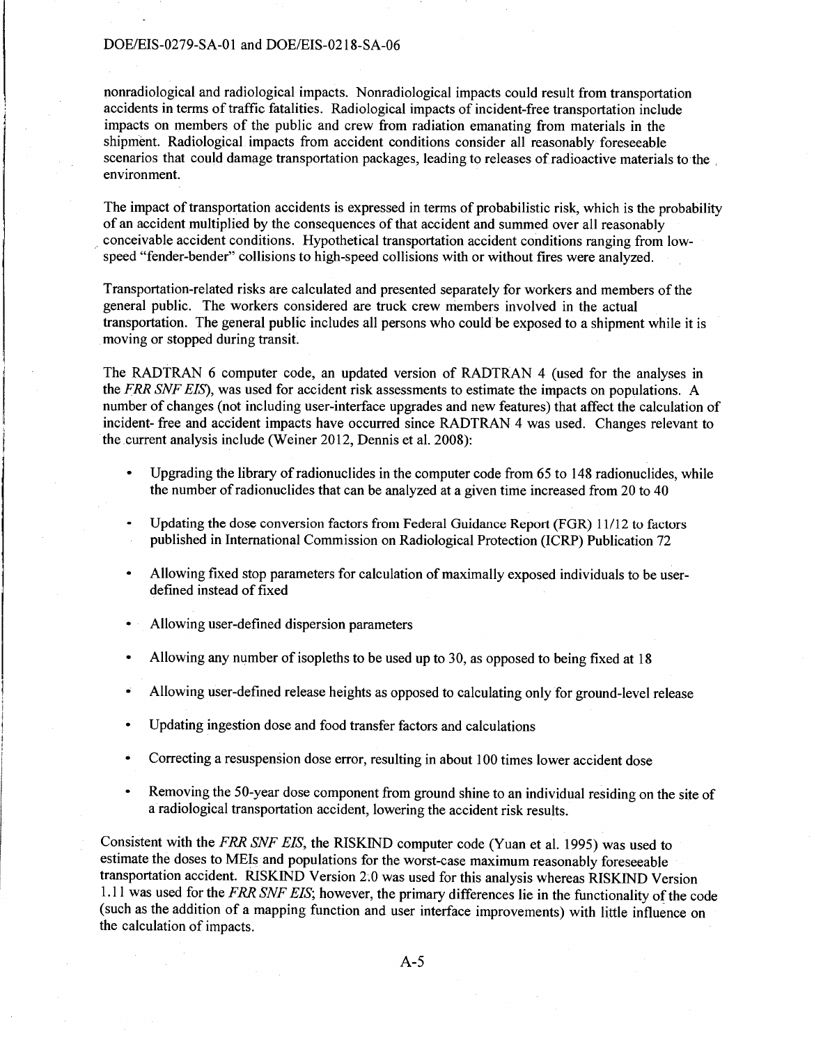nonradiological and radiological impacts. Nonradiological impacts could result from transportation accidents in terms of traffic fatalities. Radiological impacts of incident-free transportation include impacts on members of the public and crew from radiation emanating from materials in the shipment. Radiological impacts from accident conditions consider all reasonably foreseeable scenarios that could damage transportation packages, leading to releases of radioactive materials to the environment.

The impact of transportation accidents is expressed in terms of probabilistic risk, which is the probability of an accident multiplied by the consequences of that accident and summed over all reasonably conceivable accident conditions. Hypothetical transportation accident conditions ranging from low-speed "fender-bender" collisions to high-speed collisions with or without fires were analyzed.

Transportation-related risks are calculated and presented separately for workers and members of the general public. The workers considered are truck crew members involved in the actual transportation. The general public includes all persons who could be exposed to a shipment while it is moving or stopped during transit.

The RADTRAN 6 computer code, an updated version of RADTRAN 4 (used for the analyses in the *FRR SNF EIS*), was used for accident risk assessments to estimate the impacts on populations. A number of changes (not including user-interface upgrades and new features) that affect the calculation of incident- free and accident impacts have occurred since RADTRAN 4 was used. Changes relevant to the current analysis include (Weiner 2012, Dennis et al. 2008):

- Upgrading the library of radionuclides in the computer code from 65 to 148 radionuclides, while the number of radionuclides that can be analyzed at a given time increased from 20 to 40
- Updating the dose conversion factors from Federal Guidance Report (FGR) 11/12 to factors published in International Commission on Radiological Protection (ICRP) Publication 72
- Allowing fixed stop parameters for calculation of maximally exposed individuals to be user-defined instead of fixed
- Allowing user-defined dispersion parameters
- Allowing any number of isopleths to be used up to 30, as opposed to being fixed at 18
- Allowing user-defined release heights as opposed to calculating only for ground-level release
- Updating ingestion dose and food transfer factors and calculations
- Correcting a resuspension dose error, resulting in about 100 times lower accident dose
- Removing the 50-year dose component from ground shine to an individual residing on the site of a radiological transportation accident, lowering the accident risk results.

Consistent with the *FRR SNF EIS*, the RISKIND computer code (Yuan et al. 1995) was used to estimate the doses to MEIs and populations for the worst-case maximum reasonably foreseeable transportation accident. RISKIND Version 2.0 was used for this analysis whereas RISKIND Version 1.11 was used for the *FRR SNF EIS*; however, the primary differences lie in the functionality of the code (such as the addition of a mapping function and user interface improvements) with little influence on the calculation of impacts.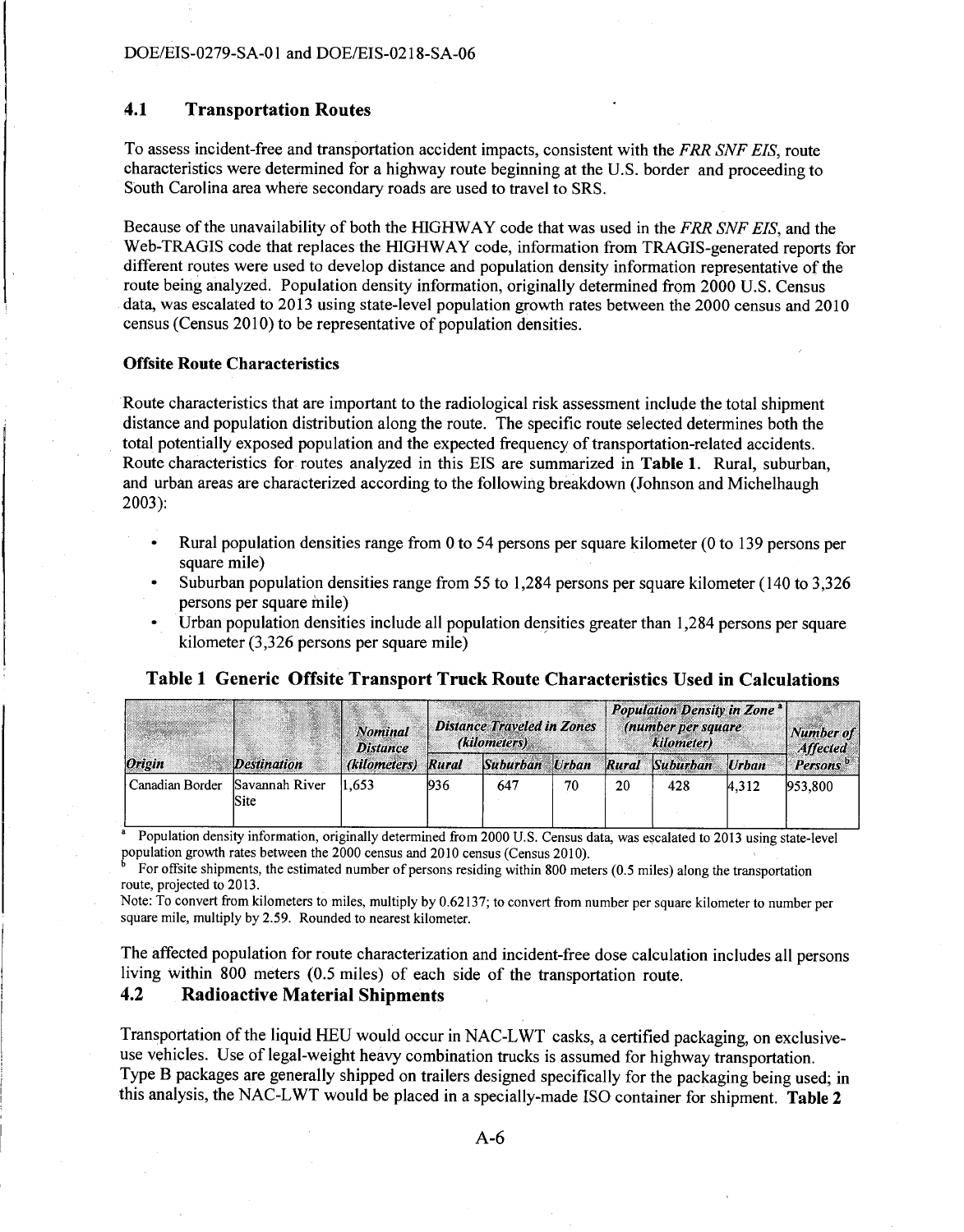## 4.1 Transportation Routes

To assess incident-free and transportation accident impacts, consistent with the *FRR SNF EIS*, route characteristics were determined for a highway route beginning at the U.S. border and proceeding to South Carolina area where secondary roads are used to travel to SRS.

Because of the unavailability of both the HIGHWAY code that was used in the *FRR SNF EIS*, and the Web-TRAGIS code that replaces the HIGHWAY code, information from TRAGIS-generated reports for different routes were used to develop distance and population density information representative of the route being analyzed. Population density information, originally determined from 2000 U.S. Census data, was escalated to 2013 using state-level population growth rates between the 2000 census and 2010 census (Census 2010) to be representative of population densities.

### Offsite Route Characteristics

Route characteristics that are important to the radiological risk assessment include the total shipment distance and population distribution along the route. The specific route selected determines both the total potentially exposed population and the expected frequency of transportation-related accidents. Route characteristics for routes analyzed in this EIS are summarized in **Table 1**. Rural, suburban, and urban areas are characterized according to the following breakdown (Johnson and Michelhaugh 2003):

- Rural population densities range from 0 to 54 persons per square kilometer (0 to 139 persons per square mile)
- Suburban population densities range from 55 to 1,284 persons per square kilometer (140 to 3,326 persons per square mile)
- Urban population densities include all population densities greater than 1,284 persons per square kilometer (3,326 persons per square mile)

**Table 1 Generic Offsite Transport Truck Route Characteristics Used in Calculations**

| | | *Nominal Distance* | *Distance Traveled in Zones (kilometers)* | | | *Population Density in Zone* [a] *(number per square kilometer)* | | | *Number of Affected* |
|---|---|---|---|---|---|---|---|---|---|
| *Origin* | *Destination* | *(kilometers)* | *Rural* | *Suburban* | *Urban* | *Rural* | *Suburban* | *Urban* | *Persons* [b] |
| Canadian Border | Savannah River Site | 1,653 | 936 | 647 | 70 | 20 | 428 | 4,312 | 953,800 |

[a] Population density information, originally determined from 2000 U.S. Census data, was escalated to 2013 using state-level population growth rates between the 2000 census and 2010 census (Census 2010).

[b] For offsite shipments, the estimated number of persons residing within 800 meters (0.5 miles) along the transportation route, projected to 2013.

Note: To convert from kilometers to miles, multiply by 0.62137; to convert from number per square kilometer to number per square mile, multiply by 2.59. Rounded to nearest kilometer.

The affected population for route characterization and incident-free dose calculation includes all persons living within 800 meters (0.5 miles) of each side of the transportation route.

## 4.2 Radioactive Material Shipments

Transportation of the liquid HEU would occur in NAC-LWT casks, a certified packaging, on exclusive-use vehicles. Use of legal-weight heavy combination trucks is assumed for highway transportation. Type B packages are generally shipped on trailers designed specifically for the packaging being used; in this analysis, the NAC-LWT would be placed in a specially-made ISO container for shipment. **Table 2**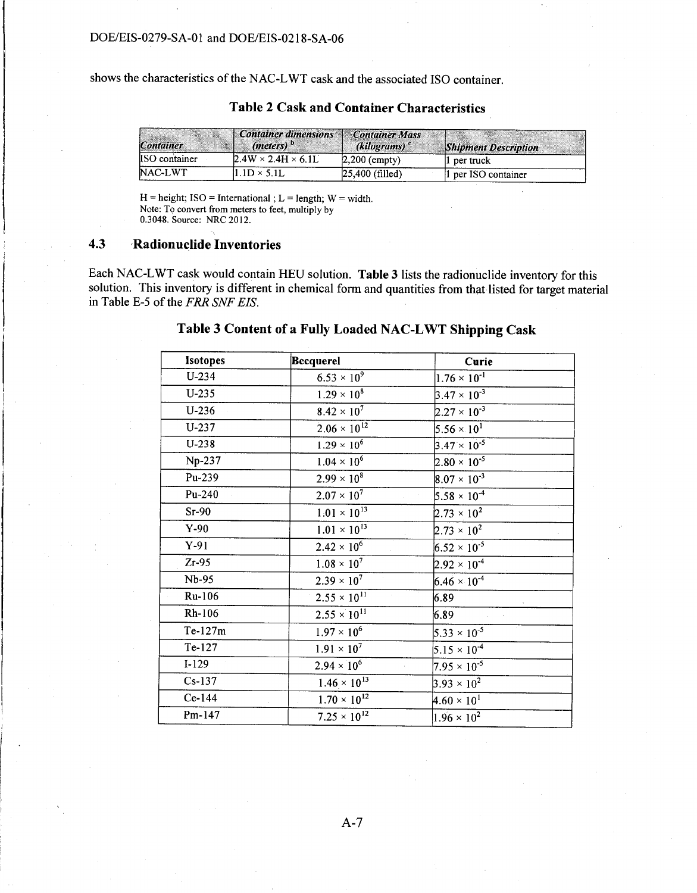shows the characteristics of the NAC-LWT cask and the associated ISO container.

**Table 2 Cask and Container Characteristics**

| *Container* | *Container dimensions (meters)* [b] | *Container Mass (kilograms)* [c] | *Shipment Description* |
|---|---|---|---|
| ISO container | 2.4W × 2.4H × 6.1L | 2,200 (empty) | 1 per truck |
| NAC-LWT | 1.1D × 5.1L | 25,400 (filled) | 1 per ISO container |

H = height; ISO = International ; L = length; W = width.
Note: To convert from meters to feet, multiply by 0.3048. Source: NRC 2012.

### 4.3 Radionuclide Inventories

Each NAC-LWT cask would contain HEU solution. **Table 3** lists the radionuclide inventory for this solution. This inventory is different in chemical form and quantities from that listed for target material in Table E-5 of the *FRR SNF EIS*.

**Table 3 Content of a Fully Loaded NAC-LWT Shipping Cask**

| Isotopes | Becquerel | Curie |
|---|---|---|
| U-234 | $6.53 \times 10^{9}$ | $1.76 \times 10^{-1}$ |
| U-235 | $1.29 \times 10^{8}$ | $3.47 \times 10^{-3}$ |
| U-236 | $8.42 \times 10^{7}$ | $2.27 \times 10^{-3}$ |
| U-237 | $2.06 \times 10^{12}$ | $5.56 \times 10^{1}$ |
| U-238 | $1.29 \times 10^{6}$ | $3.47 \times 10^{-5}$ |
| Np-237 | $1.04 \times 10^{6}$ | $2.80 \times 10^{-5}$ |
| Pu-239 | $2.99 \times 10^{8}$ | $8.07 \times 10^{-3}$ |
| Pu-240 | $2.07 \times 10^{7}$ | $5.58 \times 10^{-4}$ |
| Sr-90 | $1.01 \times 10^{13}$ | $2.73 \times 10^{2}$ |
| Y-90 | $1.01 \times 10^{13}$ | $2.73 \times 10^{2}$ |
| Y-91 | $2.42 \times 10^{6}$ | $6.52 \times 10^{-5}$ |
| Zr-95 | $1.08 \times 10^{7}$ | $2.92 \times 10^{-4}$ |
| Nb-95 | $2.39 \times 10^{7}$ | $6.46 \times 10^{-4}$ |
| Ru-106 | $2.55 \times 10^{11}$ | 6.89 |
| Rh-106 | $2.55 \times 10^{11}$ | 6.89 |
| Te-127m | $1.97 \times 10^{6}$ | $5.33 \times 10^{-5}$ |
| Te-127 | $1.91 \times 10^{7}$ | $5.15 \times 10^{-4}$ |
| I-129 | $2.94 \times 10^{6}$ | $7.95 \times 10^{-5}$ |
| Cs-137 | $1.46 \times 10^{13}$ | $3.93 \times 10^{2}$ |
| Ce-144 | $1.70 \times 10^{12}$ | $4.60 \times 10^{1}$ |
| Pm-147 | $7.25 \times 10^{12}$ | $1.96 \times 10^{2}$ |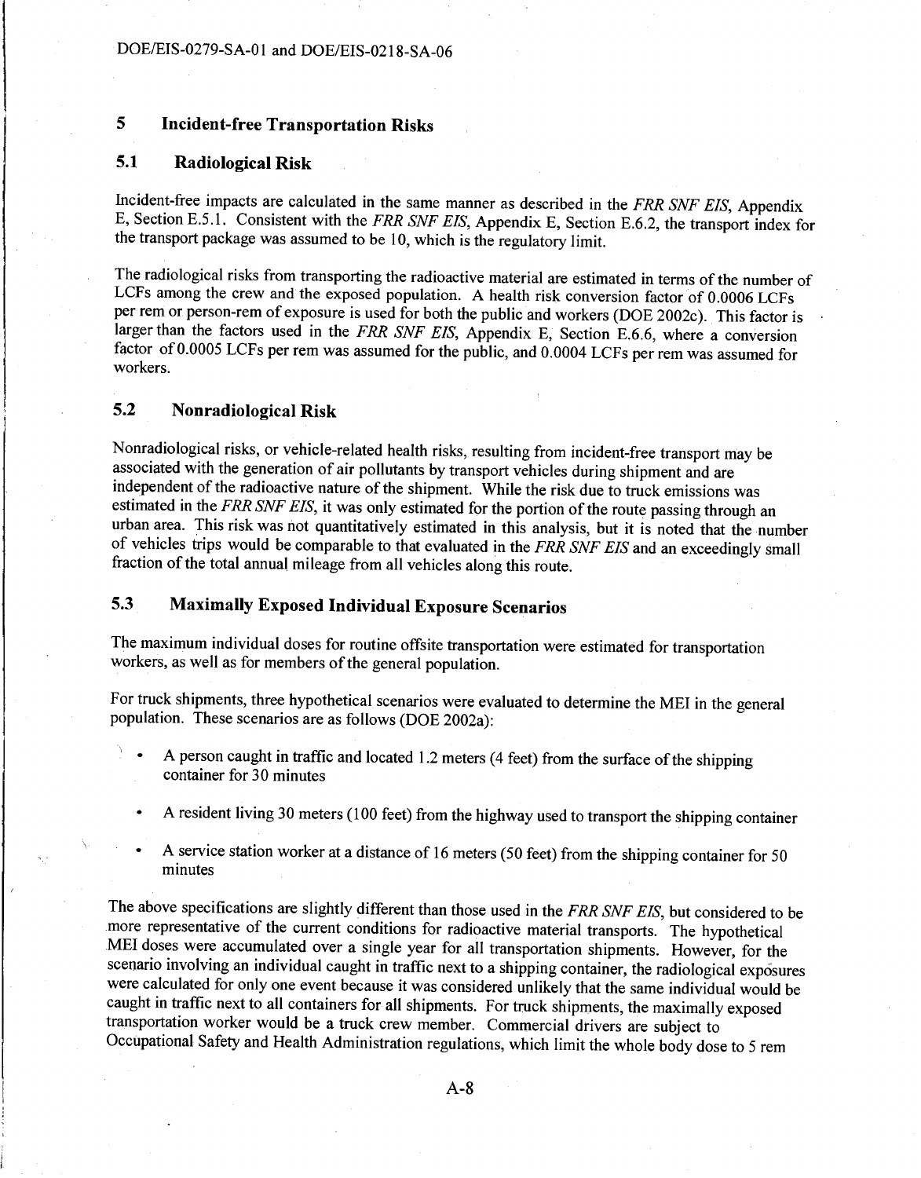## 5 Incident-free Transportation Risks

### 5.1 Radiological Risk

Incident-free impacts are calculated in the same manner as described in the *FRR SNF EIS*, Appendix E, Section E.5.1. Consistent with the *FRR SNF EIS*, Appendix E, Section E.6.2, the transport index for the transport package was assumed to be 10, which is the regulatory limit.

The radiological risks from transporting the radioactive material are estimated in terms of the number of LCFs among the crew and the exposed population. A health risk conversion factor of 0.0006 LCFs per rem or person-rem of exposure is used for both the public and workers (DOE 2002c). This factor is larger than the factors used in the *FRR SNF EIS*, Appendix E, Section E.6.6, where a conversion factor of 0.0005 LCFs per rem was assumed for the public, and 0.0004 LCFs per rem was assumed for workers.

### 5.2 Nonradiological Risk

Nonradiological risks, or vehicle-related health risks, resulting from incident-free transport may be associated with the generation of air pollutants by transport vehicles during shipment and are independent of the radioactive nature of the shipment. While the risk due to truck emissions was estimated in the *FRR SNF EIS*, it was only estimated for the portion of the route passing through an urban area. This risk was not quantitatively estimated in this analysis, but it is noted that the number of vehicles trips would be comparable to that evaluated in the *FRR SNF EIS* and an exceedingly small fraction of the total annual mileage from all vehicles along this route.

### 5.3 Maximally Exposed Individual Exposure Scenarios

The maximum individual doses for routine offsite transportation were estimated for transportation workers, as well as for members of the general population.

For truck shipments, three hypothetical scenarios were evaluated to determine the MEI in the general population. These scenarios are as follows (DOE 2002a):

- A person caught in traffic and located 1.2 meters (4 feet) from the surface of the shipping container for 30 minutes
- A resident living 30 meters (100 feet) from the highway used to transport the shipping container
- A service station worker at a distance of 16 meters (50 feet) from the shipping container for 50 minutes

The above specifications are slightly different than those used in the *FRR SNF EIS*, but considered to be more representative of the current conditions for radioactive material transports. The hypothetical MEI doses were accumulated over a single year for all transportation shipments. However, for the scenario involving an individual caught in traffic next to a shipping container, the radiological exposures were calculated for only one event because it was considered unlikely that the same individual would be caught in traffic next to all containers for all shipments. For truck shipments, the maximally exposed transportation worker would be a truck crew member. Commercial drivers are subject to Occupational Safety and Health Administration regulations, which limit the whole body dose to 5 rem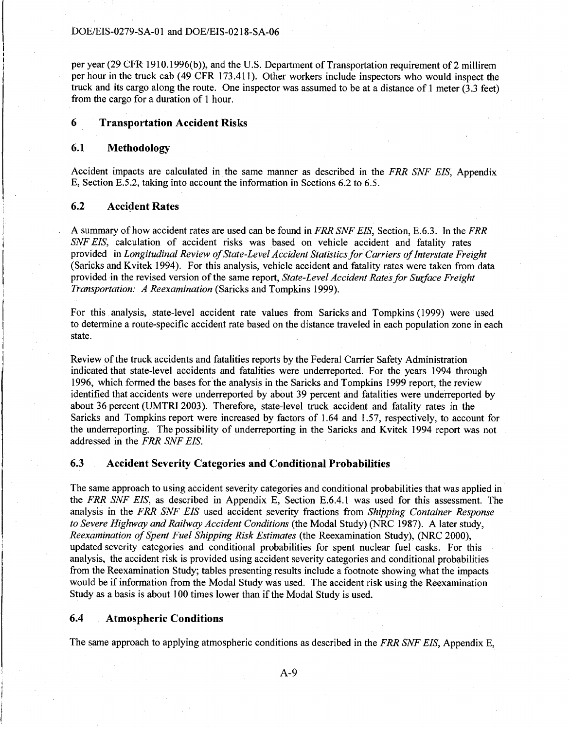per year (29 CFR 1910.1996(b)), and the U.S. Department of Transportation requirement of 2 millirem per hour in the truck cab (49 CFR 173.411). Other workers include inspectors who would inspect the truck and its cargo along the route. One inspector was assumed to be at a distance of 1 meter (3.3 feet) from the cargo for a duration of 1 hour.

## 6 Transportation Accident Risks

### 6.1 Methodology

Accident impacts are calculated in the same manner as described in the *FRR SNF EIS*, Appendix E, Section E.5.2, taking into account the information in Sections 6.2 to 6.5.

### 6.2 Accident Rates

A summary of how accident rates are used can be found in *FRR SNF EIS*, Section, E.6.3. In the *FRR SNF EIS*, calculation of accident risks was based on vehicle accident and fatality rates provided in *Longitudinal Review of State-Level Accident Statistics for Carriers of Interstate Freight* (Saricks and Kvitek 1994). For this analysis, vehicle accident and fatality rates were taken from data provided in the revised version of the same report, *State-Level Accident Rates for Surface Freight Transportation: A Reexamination* (Saricks and Tompkins 1999).

For this analysis, state-level accident rate values from Saricks and Tompkins (1999) were used to determine a route-specific accident rate based on the distance traveled in each population zone in each state.

Review of the truck accidents and fatalities reports by the Federal Carrier Safety Administration indicated that state-level accidents and fatalities were underreported. For the years 1994 through 1996, which formed the bases for the analysis in the Saricks and Tompkins 1999 report, the review identified that accidents were underreported by about 39 percent and fatalities were underreported by about 36 percent (UMTRI 2003). Therefore, state-level truck accident and fatality rates in the Saricks and Tompkins report were increased by factors of 1.64 and 1.57, respectively, to account for the underreporting. The possibility of underreporting in the Saricks and Kvitek 1994 report was not addressed in the *FRR SNF EIS*.

### 6.3 Accident Severity Categories and Conditional Probabilities

The same approach to using accident severity categories and conditional probabilities that was applied in the *FRR SNF EIS*, as described in Appendix E, Section E.6.4.1 was used for this assessment. The analysis in the *FRR SNF EIS* used accident severity fractions from *Shipping Container Response to Severe Highway and Railway Accident Conditions* (the Modal Study) (NRC 1987). A later study, *Reexamination of Spent Fuel Shipping Risk Estimates* (the Reexamination Study), (NRC 2000), updated severity categories and conditional probabilities for spent nuclear fuel casks. For this analysis, the accident risk is provided using accident severity categories and conditional probabilities from the Reexamination Study; tables presenting results include a footnote showing what the impacts would be if information from the Modal Study was used. The accident risk using the Reexamination Study as a basis is about 100 times lower than if the Modal Study is used.

### 6.4 Atmospheric Conditions

The same approach to applying atmospheric conditions as described in the *FRR SNF EIS*, Appendix E,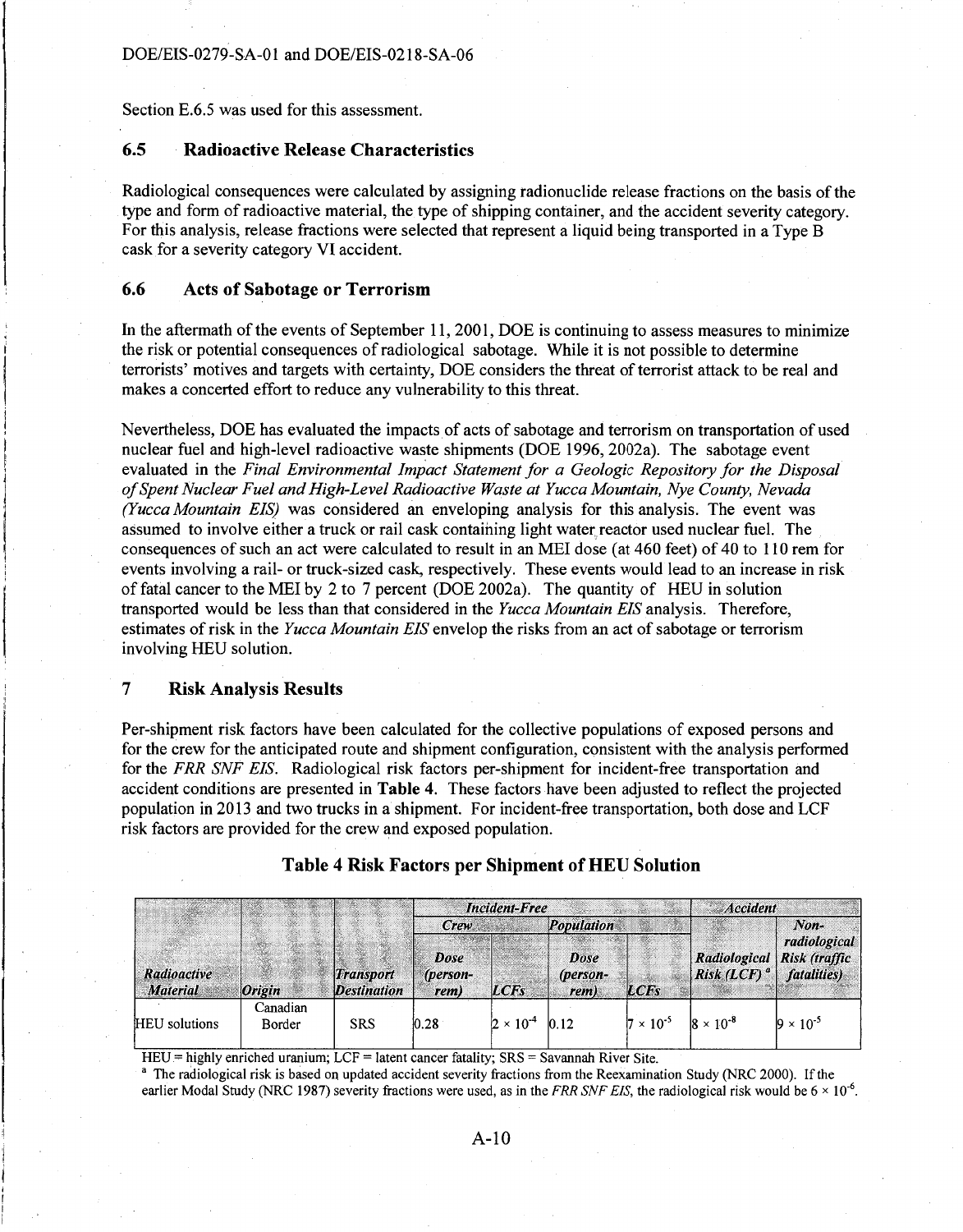Section E.6.5 was used for this assessment.

## 6.5 Radioactive Release Characteristics

Radiological consequences were calculated by assigning radionuclide release fractions on the basis of the type and form of radioactive material, the type of shipping container, and the accident severity category. For this analysis, release fractions were selected that represent a liquid being transported in a Type B cask for a severity category VI accident.

## 6.6 Acts of Sabotage or Terrorism

In the aftermath of the events of September 11, 2001, DOE is continuing to assess measures to minimize the risk or potential consequences of radiological sabotage. While it is not possible to determine terrorists' motives and targets with certainty, DOE considers the threat of terrorist attack to be real and makes a concerted effort to reduce any vulnerability to this threat.

Nevertheless, DOE has evaluated the impacts of acts of sabotage and terrorism on transportation of used nuclear fuel and high-level radioactive waste shipments (DOE 1996, 2002a). The sabotage event evaluated in the *Final Environmental Impact Statement for a Geologic Repository for the Disposal of Spent Nuclear Fuel and High-Level Radioactive Waste at Yucca Mountain, Nye County, Nevada (Yucca Mountain EIS)* was considered an enveloping analysis for this analysis. The event was assumed to involve either a truck or rail cask containing light water reactor used nuclear fuel. The consequences of such an act were calculated to result in an MEI dose (at 460 feet) of 40 to 110 rem for events involving a rail- or truck-sized cask, respectively. These events would lead to an increase in risk of fatal cancer to the MEI by 2 to 7 percent (DOE 2002a). The quantity of HEU in solution transported would be less than that considered in the *Yucca Mountain EIS* analysis. Therefore, estimates of risk in the *Yucca Mountain EIS* envelop the risks from an act of sabotage or terrorism involving HEU solution.

# 7 Risk Analysis Results

Per-shipment risk factors have been calculated for the collective populations of exposed persons and for the crew for the anticipated route and shipment configuration, consistent with the analysis performed for the *FRR SNF EIS*. Radiological risk factors per-shipment for incident-free transportation and accident conditions are presented in **Table 4**. These factors have been adjusted to reflect the projected population in 2013 and two trucks in a shipment. For incident-free transportation, both dose and LCF risk factors are provided for the crew and exposed population.

**Table 4 Risk Factors per Shipment of HEU Solution**

| | | | Incident-Free | | | | Accident | |
|---|---|---|---|---|---|---|---|---|
| | | | Crew | | Population | | | |
| Radioactive Material | Origin | Transport Destination | Dose (person-rem) | LCFs | Dose (person-rem) | LCFs | Radiological Risk (LCF) [a] | Non-radiological Risk (traffic fatalities) |
| HEU solutions | Canadian Border | SRS | 0.28 | $2 \times 10^{-4}$ | 0.12 | $7 \times 10^{-5}$ | $8 \times 10^{-8}$ | $9 \times 10^{-5}$ |

HEU = highly enriched uranium; LCF = latent cancer fatality; SRS = Savannah River Site.

[a] The radiological risk is based on updated accident severity fractions from the Reexamination Study (NRC 2000). If the earlier Modal Study (NRC 1987) severity fractions were used, as in the *FRR SNF EIS*, the radiological risk would be $6 \times 10^{-6}$.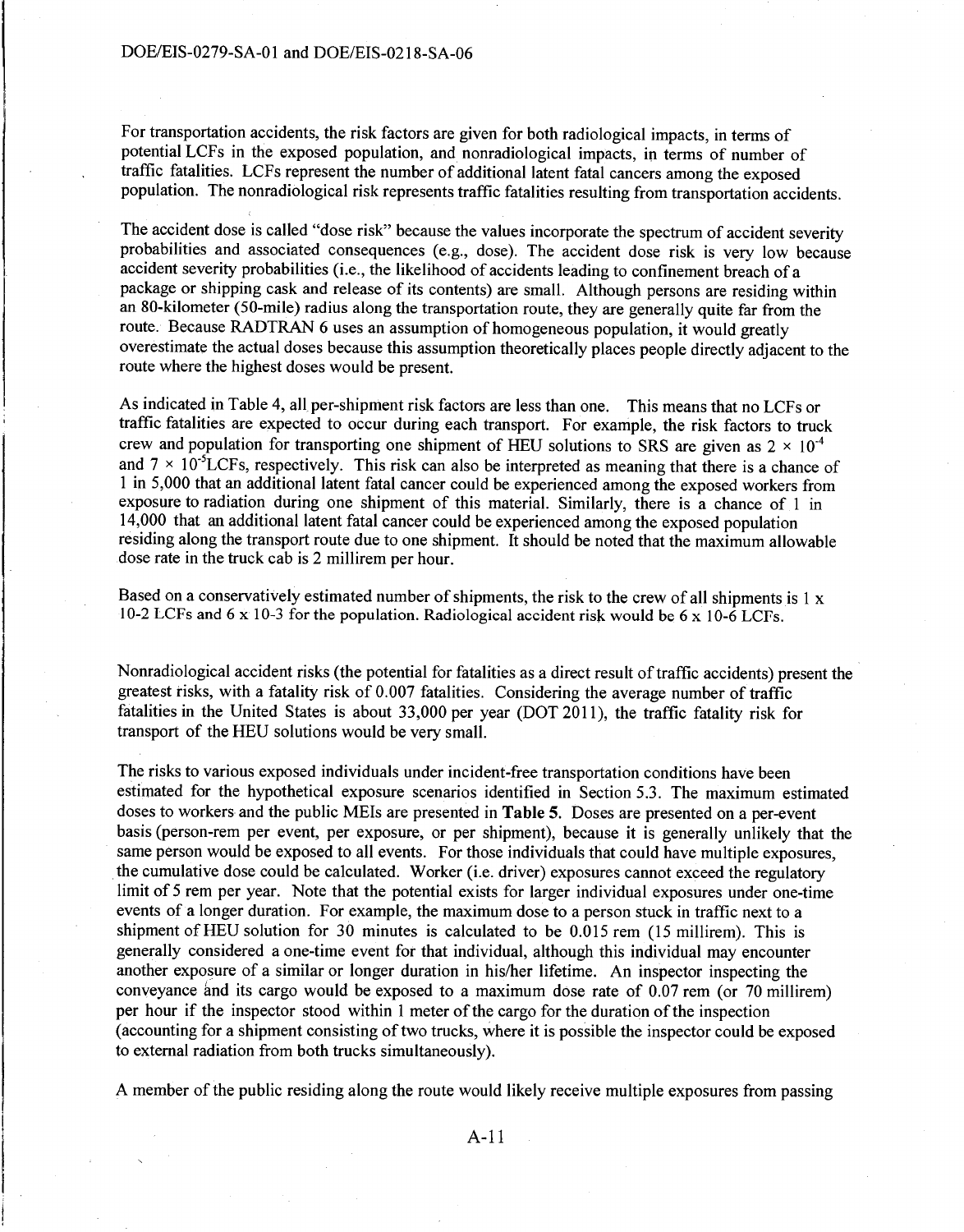For transportation accidents, the risk factors are given for both radiological impacts, in terms of potential LCFs in the exposed population, and nonradiological impacts, in terms of number of traffic fatalities. LCFs represent the number of additional latent fatal cancers among the exposed population. The nonradiological risk represents traffic fatalities resulting from transportation accidents.

The accident dose is called "dose risk" because the values incorporate the spectrum of accident severity probabilities and associated consequences (e.g., dose). The accident dose risk is very low because accident severity probabilities (i.e., the likelihood of accidents leading to confinement breach of a package or shipping cask and release of its contents) are small. Although persons are residing within an 80-kilometer (50-mile) radius along the transportation route, they are generally quite far from the route. Because RADTRAN 6 uses an assumption of homogeneous population, it would greatly overestimate the actual doses because this assumption theoretically places people directly adjacent to the route where the highest doses would be present.

As indicated in Table 4, all per-shipment risk factors are less than one. This means that no LCFs or traffic fatalities are expected to occur during each transport. For example, the risk factors to truck crew and population for transporting one shipment of HEU solutions to SRS are given as $2 \times 10^{-4}$ and $7 \times 10^{-5}$LCFs, respectively. This risk can also be interpreted as meaning that there is a chance of 1 in 5,000 that an additional latent fatal cancer could be experienced among the exposed workers from exposure to radiation during one shipment of this material. Similarly, there is a chance of 1 in 14,000 that an additional latent fatal cancer could be experienced among the exposed population residing along the transport route due to one shipment. It should be noted that the maximum allowable dose rate in the truck cab is 2 millirem per hour.

Based on a conservatively estimated number of shipments, the risk to the crew of all shipments is 1 x 10-2 LCFs and 6 x 10-3 for the population. Radiological accident risk would be 6 x 10-6 LCFs.

Nonradiological accident risks (the potential for fatalities as a direct result of traffic accidents) present the greatest risks, with a fatality risk of 0.007 fatalities. Considering the average number of traffic fatalities in the United States is about 33,000 per year (DOT 2011), the traffic fatality risk for transport of the HEU solutions would be very small.

The risks to various exposed individuals under incident-free transportation conditions have been estimated for the hypothetical exposure scenarios identified in Section 5.3. The maximum estimated doses to workers and the public MEIs are presented in **Table 5**. Doses are presented on a per-event basis (person-rem per event, per exposure, or per shipment), because it is generally unlikely that the same person would be exposed to all events. For those individuals that could have multiple exposures, the cumulative dose could be calculated. Worker (i.e. driver) exposures cannot exceed the regulatory limit of 5 rem per year. Note that the potential exists for larger individual exposures under one-time events of a longer duration. For example, the maximum dose to a person stuck in traffic next to a shipment of HEU solution for 30 minutes is calculated to be 0.015 rem (15 millirem). This is generally considered a one-time event for that individual, although this individual may encounter another exposure of a similar or longer duration in his/her lifetime. An inspector inspecting the conveyance and its cargo would be exposed to a maximum dose rate of 0.07 rem (or 70 millirem) per hour if the inspector stood within 1 meter of the cargo for the duration of the inspection (accounting for a shipment consisting of two trucks, where it is possible the inspector could be exposed to external radiation from both trucks simultaneously).

A member of the public residing along the route would likely receive multiple exposures from passing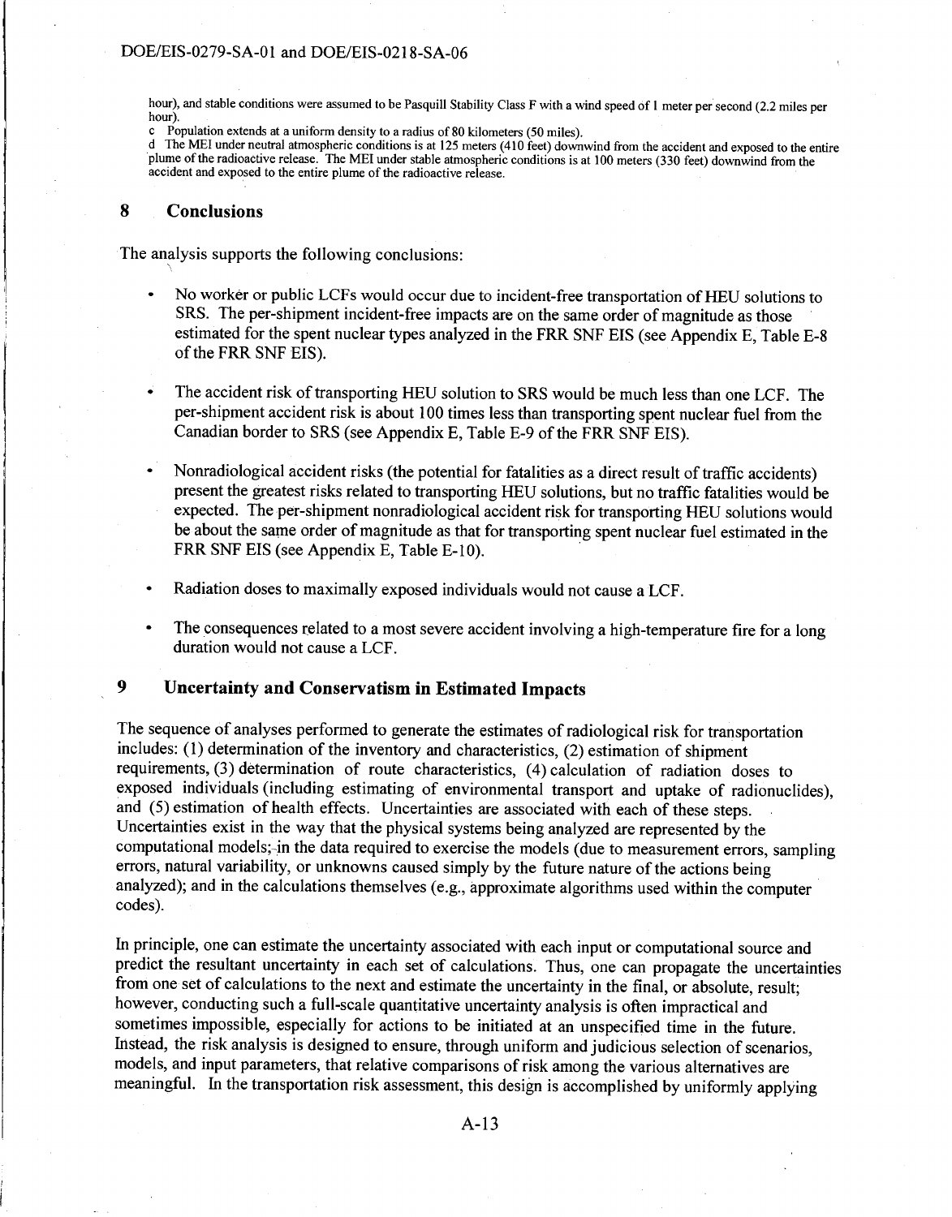hour), and stable conditions were assumed to be Pasquill Stability Class F with a wind speed of 1 meter per second (2.2 miles per hour).

c Population extends at a uniform density to a radius of 80 kilometers (50 miles).

d The MEI under neutral atmospheric conditions is at 125 meters (410 feet) downwind from the accident and exposed to the entire plume of the radioactive release. The MEI under stable atmospheric conditions is at 100 meters (330 feet) downwind from the accident and exposed to the entire plume of the radioactive release.

## 8 Conclusions

The analysis supports the following conclusions:

- No worker or public LCFs would occur due to incident-free transportation of HEU solutions to SRS. The per-shipment incident-free impacts are on the same order of magnitude as those estimated for the spent nuclear types analyzed in the FRR SNF EIS (see Appendix E, Table E-8 of the FRR SNF EIS).
- The accident risk of transporting HEU solution to SRS would be much less than one LCF. The per-shipment accident risk is about 100 times less than transporting spent nuclear fuel from the Canadian border to SRS (see Appendix E, Table E-9 of the FRR SNF EIS).
- Nonradiological accident risks (the potential for fatalities as a direct result of traffic accidents) present the greatest risks related to transporting HEU solutions, but no traffic fatalities would be expected. The per-shipment nonradiological accident risk for transporting HEU solutions would be about the same order of magnitude as that for transporting spent nuclear fuel estimated in the FRR SNF EIS (see Appendix E, Table E-10).
- Radiation doses to maximally exposed individuals would not cause a LCF.
- The consequences related to a most severe accident involving a high-temperature fire for a long duration would not cause a LCF.

## 9 Uncertainty and Conservatism in Estimated Impacts

The sequence of analyses performed to generate the estimates of radiological risk for transportation includes: (1) determination of the inventory and characteristics, (2) estimation of shipment requirements, (3) determination of route characteristics, (4) calculation of radiation doses to exposed individuals (including estimating of environmental transport and uptake of radionuclides), and (5) estimation of health effects. Uncertainties are associated with each of these steps. Uncertainties exist in the way that the physical systems being analyzed are represented by the computational models; in the data required to exercise the models (due to measurement errors, sampling errors, natural variability, or unknowns caused simply by the future nature of the actions being analyzed); and in the calculations themselves (e.g., approximate algorithms used within the computer codes).

In principle, one can estimate the uncertainty associated with each input or computational source and predict the resultant uncertainty in each set of calculations. Thus, one can propagate the uncertainties from one set of calculations to the next and estimate the uncertainty in the final, or absolute, result; however, conducting such a full-scale quantitative uncertainty analysis is often impractical and sometimes impossible, especially for actions to be initiated at an unspecified time in the future. Instead, the risk analysis is designed to ensure, through uniform and judicious selection of scenarios, models, and input parameters, that relative comparisons of risk among the various alternatives are meaningful. In the transportation risk assessment, this design is accomplished by uniformly applying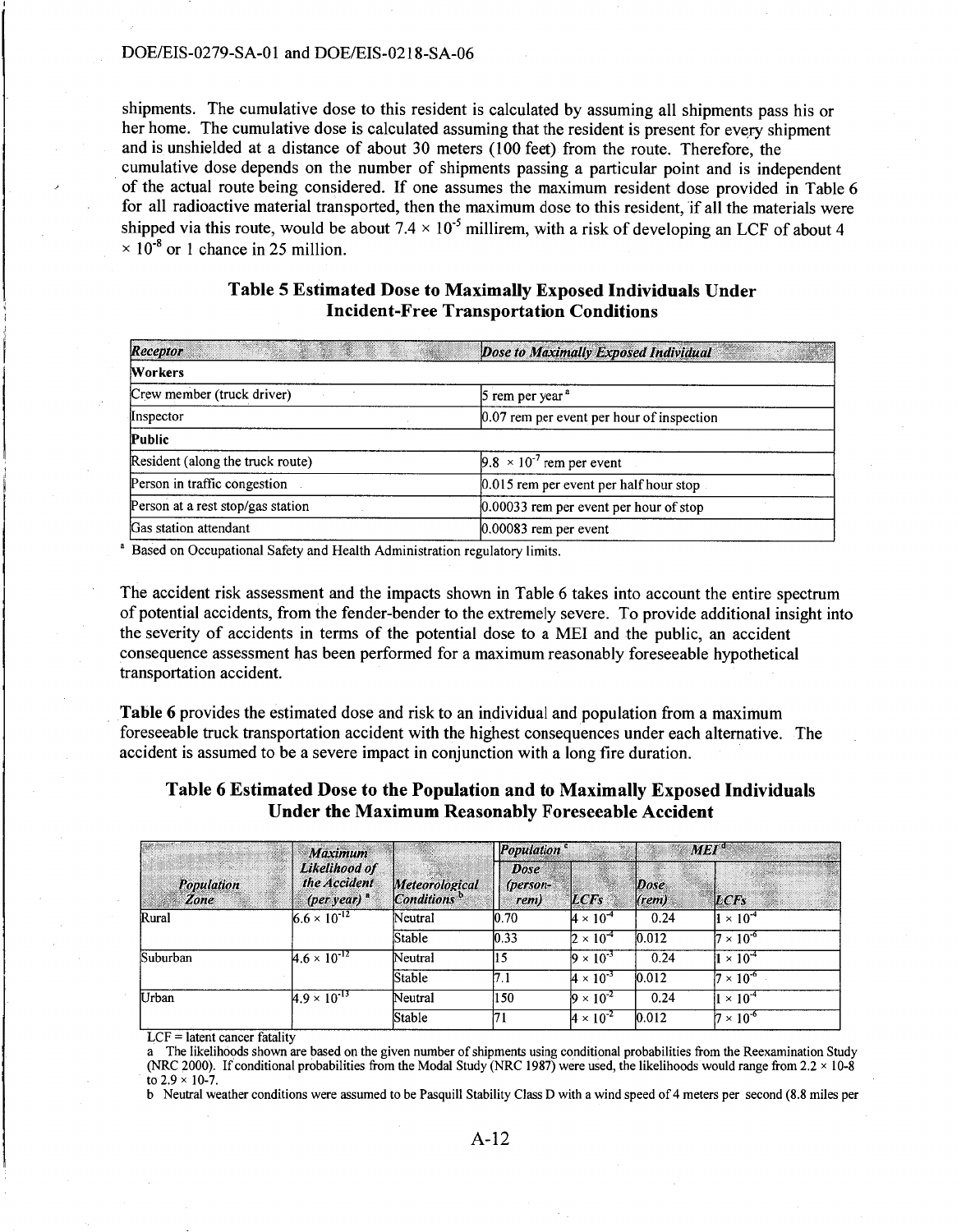shipments. The cumulative dose to this resident is calculated by assuming all shipments pass his or her home. The cumulative dose is calculated assuming that the resident is present for every shipment and is unshielded at a distance of about 30 meters (100 feet) from the route. Therefore, the cumulative dose depends on the number of shipments passing a particular point and is independent of the actual route being considered. If one assumes the maximum resident dose provided in Table 6 for all radioactive material transported, then the maximum dose to this resident, if all the materials were shipped via this route, would be about $7.4 \times 10^{-5}$ millirem, with a risk of developing an LCF of about $4 \times 10^{-8}$ or 1 chance in 25 million.

### Table 5 Estimated Dose to Maximally Exposed Individuals Under Incident-Free Transportation Conditions

| *Receptor* | *Dose to Maximally Exposed Individual* |
|---|---|
| **Workers** | |
| Crew member (truck driver) | 5 rem per year [a] |
| Inspector | 0.07 rem per event per hour of inspection |
| **Public** | |
| Resident (along the truck route) | $9.8 \times 10^{-7}$ rem per event |
| Person in traffic congestion | 0.015 rem per event per half hour stop |
| Person at a rest stop/gas station | 0.00033 rem per event per hour of stop |
| Gas station attendant | 0.00083 rem per event |

[a] Based on Occupational Safety and Health Administration regulatory limits.

The accident risk assessment and the impacts shown in Table 6 takes into account the entire spectrum of potential accidents, from the fender-bender to the extremely severe. To provide additional insight into the severity of accidents in terms of the potential dose to a MEI and the public, an accident consequence assessment has been performed for a maximum reasonably foreseeable hypothetical transportation accident.

**Table 6** provides the estimated dose and risk to an individual and population from a maximum foreseeable truck transportation accident with the highest consequences under each alternative. The accident is assumed to be a severe impact in conjunction with a long fire duration.

### Table 6 Estimated Dose to the Population and to Maximally Exposed Individuals Under the Maximum Reasonably Foreseeable Accident

| *Population Zone* | *Maximum Likelihood of the Accident (per year)* [a] | *Meteorological Conditions* [b] | *Population* [c] | | *MEI* [d] | |
|---|---|---|---|---|---|---|
| | | | *Dose (person-rem)* | *LCFs* | *Dose (rem)* | *LCFs* |
| Rural | $6.6 \times 10^{-12}$ | Neutral | 0.70 | $4 \times 10^{-4}$ | 0.24 | $1 \times 10^{-4}$ |
| | | Stable | 0.33 | $2 \times 10^{-4}$ | 0.012 | $7 \times 10^{-6}$ |
| Suburban | $4.6 \times 10^{-12}$ | Neutral | 15 | $9 \times 10^{-3}$ | 0.24 | $1 \times 10^{-4}$ |
| | | Stable | 7.1 | $4 \times 10^{-3}$ | 0.012 | $7 \times 10^{-6}$ |
| Urban | $4.9 \times 10^{-13}$ | Neutral | 150 | $9 \times 10^{-2}$ | 0.24 | $1 \times 10^{-4}$ |
| | | Stable | 71 | $4 \times 10^{-2}$ | 0.012 | $7 \times 10^{-6}$ |

LCF = latent cancer fatality

a The likelihoods shown are based on the given number of shipments using conditional probabilities from the Reexamination Study (NRC 2000). If conditional probabilities from the Modal Study (NRC 1987) were used, the likelihoods would range from 2.2 × 10-8 to 2.9 × 10-7.

b Neutral weather conditions were assumed to be Pasquill Stability Class D with a wind speed of 4 meters per second (8.8 miles per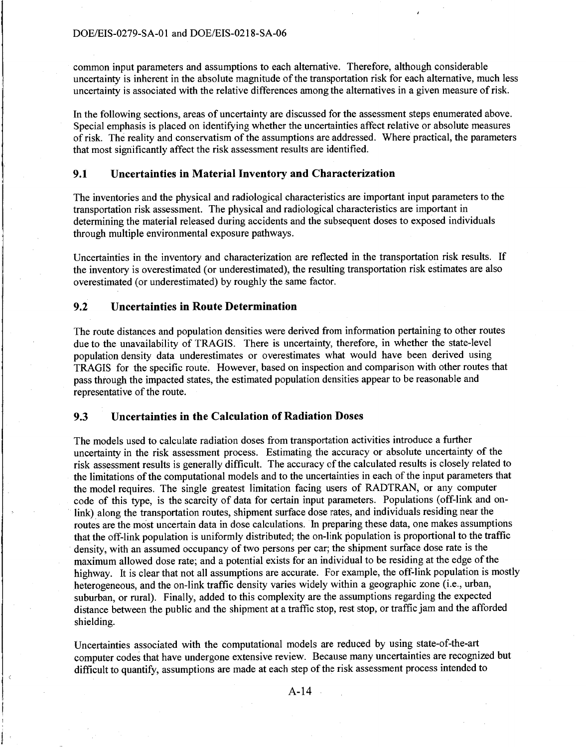common input parameters and assumptions to each alternative. Therefore, although considerable uncertainty is inherent in the absolute magnitude of the transportation risk for each alternative, much less uncertainty is associated with the relative differences among the alternatives in a given measure of risk.

In the following sections, areas of uncertainty are discussed for the assessment steps enumerated above. Special emphasis is placed on identifying whether the uncertainties affect relative or absolute measures of risk. The reality and conservatism of the assumptions are addressed. Where practical, the parameters that most significantly affect the risk assessment results are identified.

## 9.1 Uncertainties in Material Inventory and Characterization

The inventories and the physical and radiological characteristics are important input parameters to the transportation risk assessment. The physical and radiological characteristics are important in determining the material released during accidents and the subsequent doses to exposed individuals through multiple environmental exposure pathways.

Uncertainties in the inventory and characterization are reflected in the transportation risk results. If the inventory is overestimated (or underestimated), the resulting transportation risk estimates are also overestimated (or underestimated) by roughly the same factor.

## 9.2 Uncertainties in Route Determination

The route distances and population densities were derived from information pertaining to other routes due to the unavailability of TRAGIS. There is uncertainty, therefore, in whether the state-level population density data underestimates or overestimates what would have been derived using TRAGIS for the specific route. However, based on inspection and comparison with other routes that pass through the impacted states, the estimated population densities appear to be reasonable and representative of the route.

## 9.3 Uncertainties in the Calculation of Radiation Doses

The models used to calculate radiation doses from transportation activities introduce a further uncertainty in the risk assessment process. Estimating the accuracy or absolute uncertainty of the risk assessment results is generally difficult. The accuracy of the calculated results is closely related to the limitations of the computational models and to the uncertainties in each of the input parameters that the model requires. The single greatest limitation facing users of RADTRAN, or any computer code of this type, is the scarcity of data for certain input parameters. Populations (off-link and on-link) along the transportation routes, shipment surface dose rates, and individuals residing near the routes are the most uncertain data in dose calculations. In preparing these data, one makes assumptions that the off-link population is uniformly distributed; the on-link population is proportional to the traffic density, with an assumed occupancy of two persons per car; the shipment surface dose rate is the maximum allowed dose rate; and a potential exists for an individual to be residing at the edge of the highway. It is clear that not all assumptions are accurate. For example, the off-link population is mostly heterogeneous, and the on-link traffic density varies widely within a geographic zone (i.e., urban, suburban, or rural). Finally, added to this complexity are the assumptions regarding the expected distance between the public and the shipment at a traffic stop, rest stop, or traffic jam and the afforded shielding.

Uncertainties associated with the computational models are reduced by using state-of-the-art computer codes that have undergone extensive review. Because many uncertainties are recognized but difficult to quantify, assumptions are made at each step of the risk assessment process intended to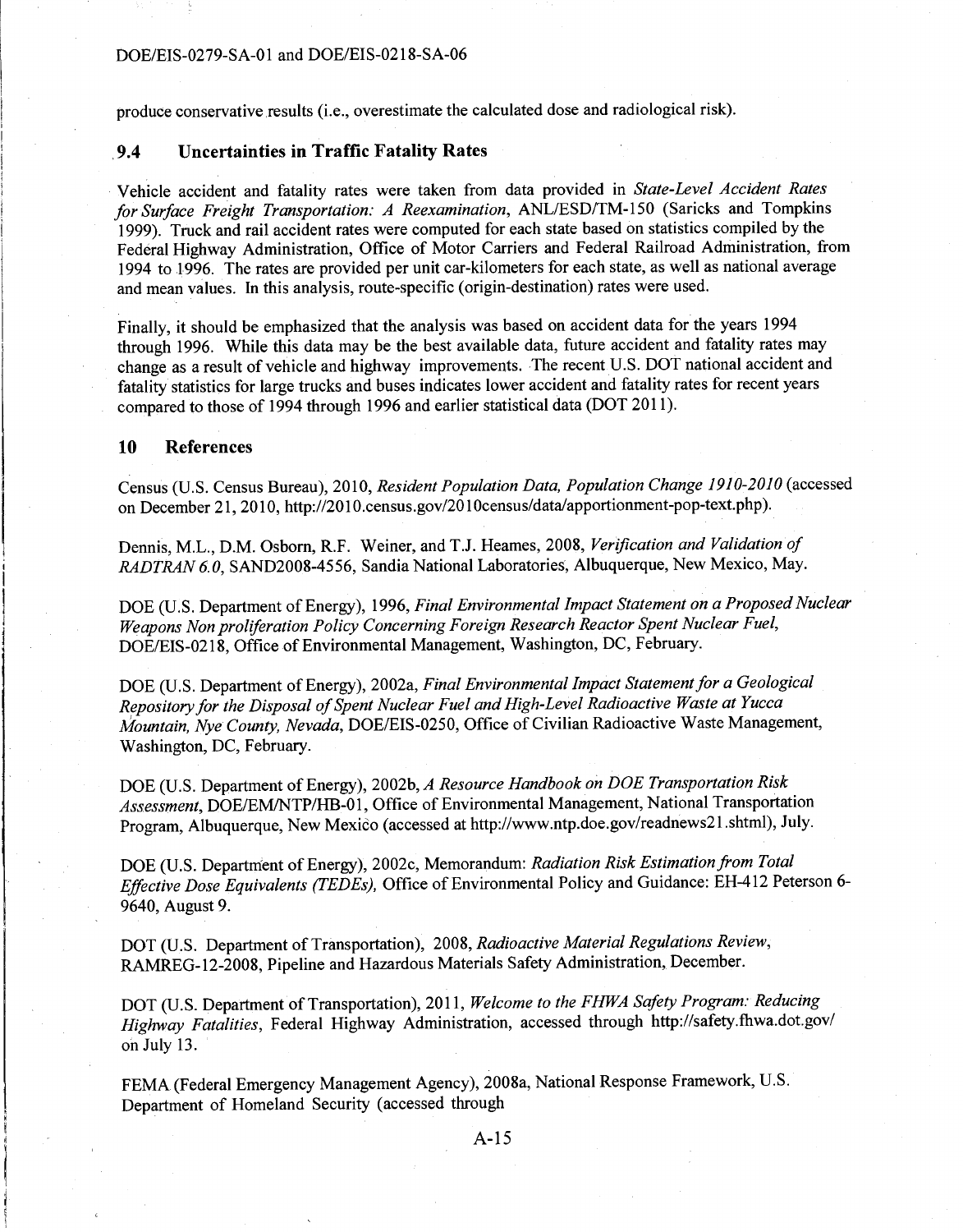produce conservative results (i.e., overestimate the calculated dose and radiological risk).

## 9.4 Uncertainties in Traffic Fatality Rates

Vehicle accident and fatality rates were taken from data provided in *State-Level Accident Rates for Surface Freight Transportation: A Reexamination*, ANL/ESD/TM-150 (Saricks and Tompkins 1999). Truck and rail accident rates were computed for each state based on statistics compiled by the Federal Highway Administration, Office of Motor Carriers and Federal Railroad Administration, from 1994 to 1996. The rates are provided per unit car-kilometers for each state, as well as national average and mean values. In this analysis, route-specific (origin-destination) rates were used.

Finally, it should be emphasized that the analysis was based on accident data for the years 1994 through 1996. While this data may be the best available data, future accident and fatality rates may change as a result of vehicle and highway improvements. The recent U.S. DOT national accident and fatality statistics for large trucks and buses indicates lower accident and fatality rates for recent years compared to those of 1994 through 1996 and earlier statistical data (DOT 2011).

# 10 References

Census (U.S. Census Bureau), 2010, *Resident Population Data, Population Change 1910-2010* (accessed on December 21, 2010, http://2010.census.gov/2010census/data/apportionment-pop-text.php).

Dennis, M.L., D.M. Osborn, R.F. Weiner, and T.J. Heames, 2008, *Verification and Validation of RADTRAN 6.0*, SAND2008-4556, Sandia National Laboratories, Albuquerque, New Mexico, May.

DOE (U.S. Department of Energy), 1996, *Final Environmental Impact Statement on a Proposed Nuclear Weapons Non proliferation Policy Concerning Foreign Research Reactor Spent Nuclear Fuel*, DOE/EIS-0218, Office of Environmental Management, Washington, DC, February.

DOE (U.S. Department of Energy), 2002a, *Final Environmental Impact Statement for a Geological Repository for the Disposal of Spent Nuclear Fuel and High-Level Radioactive Waste at Yucca Mountain, Nye County, Nevada*, DOE/EIS-0250, Office of Civilian Radioactive Waste Management, Washington, DC, February.

DOE (U.S. Department of Energy), 2002b, *A Resource Handbook on DOE Transportation Risk Assessment*, DOE/EM/NTP/HB-01, Office of Environmental Management, National Transportation Program, Albuquerque, New Mexico (accessed at http://www.ntp.doe.gov/readnews21.shtml), July.

DOE (U.S. Department of Energy), 2002c, Memorandum: *Radiation Risk Estimation from Total Effective Dose Equivalents (TEDEs)*, Office of Environmental Policy and Guidance: EH-412 Peterson 6-9640, August 9.

DOT (U.S. Department of Transportation), 2008, *Radioactive Material Regulations Review*, RAMREG-12-2008, Pipeline and Hazardous Materials Safety Administration, December.

DOT (U.S. Department of Transportation), 2011, *Welcome to the FHWA Safety Program: Reducing Highway Fatalities*, Federal Highway Administration, accessed through http://safety.fhwa.dot.gov/ on July 13.

FEMA (Federal Emergency Management Agency), 2008a, National Response Framework, U.S. Department of Homeland Security (accessed through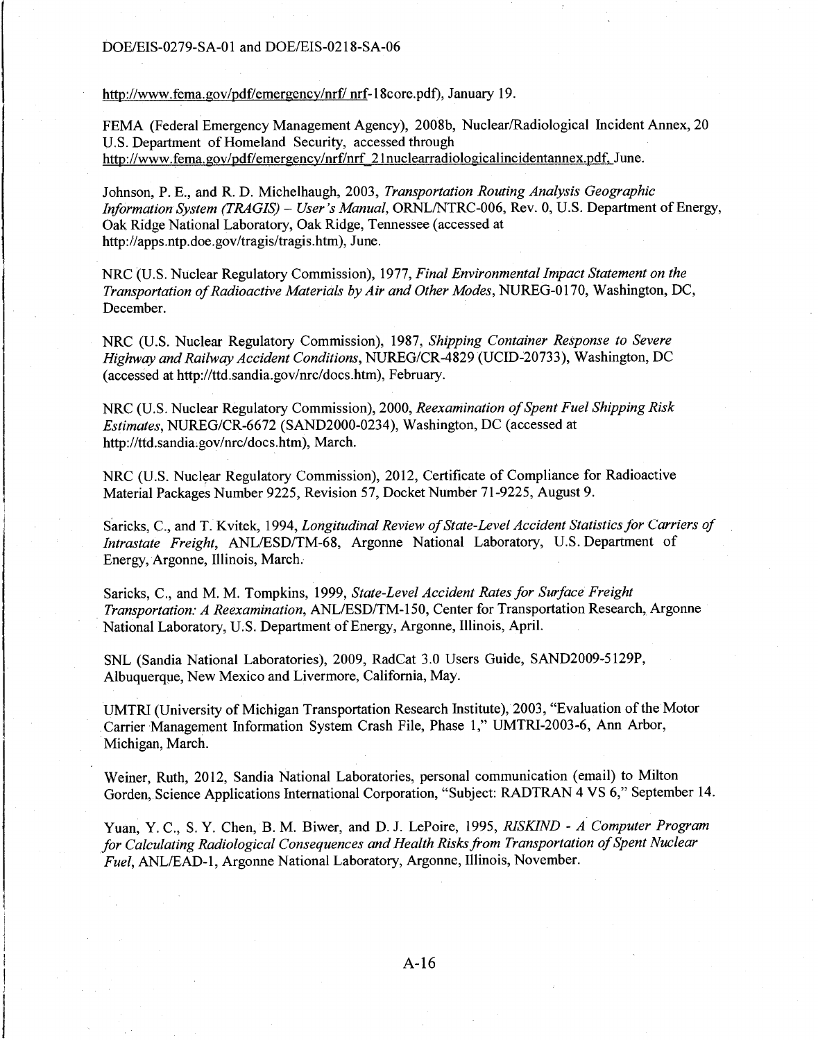http://www.fema.gov/pdf/emergency/nrf/ nrf-18core.pdf), January 19.

FEMA (Federal Emergency Management Agency), 2008b, Nuclear/Radiological Incident Annex, 20 U.S. Department of Homeland Security, accessed through http://www.fema.gov/pdf/emergency/nrf/nrf_21nuclearradiologicalincidentannex.pdf, June.

Johnson, P. E., and R. D. Michelhaugh, 2003, *Transportation Routing Analysis Geographic Information System (TRAGIS) – User's Manual*, ORNL/NTRC-006, Rev. 0, U.S. Department of Energy, Oak Ridge National Laboratory, Oak Ridge, Tennessee (accessed at http://apps.ntp.doe.gov/tragis/tragis.htm), June.

NRC (U.S. Nuclear Regulatory Commission), 1977, *Final Environmental Impact Statement on the Transportation of Radioactive Materials by Air and Other Modes*, NUREG-0170, Washington, DC, December.

NRC (U.S. Nuclear Regulatory Commission), 1987, *Shipping Container Response to Severe Highway and Railway Accident Conditions*, NUREG/CR-4829 (UCID-20733), Washington, DC (accessed at http://ttd.sandia.gov/nrc/docs.htm), February.

NRC (U.S. Nuclear Regulatory Commission), 2000, *Reexamination of Spent Fuel Shipping Risk Estimates*, NUREG/CR-6672 (SAND2000-0234), Washington, DC (accessed at http://ttd.sandia.gov/nrc/docs.htm), March.

NRC (U.S. Nuclear Regulatory Commission), 2012, Certificate of Compliance for Radioactive Material Packages Number 9225, Revision 57, Docket Number 71-9225, August 9.

Saricks, C., and T. Kvitek, 1994, *Longitudinal Review of State-Level Accident Statistics for Carriers of Intrastate Freight*, ANL/ESD/TM-68, Argonne National Laboratory, U.S. Department of Energy, Argonne, Illinois, March.

Saricks, C., and M. M. Tompkins, 1999, *State-Level Accident Rates for Surface Freight Transportation: A Reexamination*, ANL/ESD/TM-150, Center for Transportation Research, Argonne National Laboratory, U.S. Department of Energy, Argonne, Illinois, April.

SNL (Sandia National Laboratories), 2009, RadCat 3.0 Users Guide, SAND2009-5129P, Albuquerque, New Mexico and Livermore, California, May.

UMTRI (University of Michigan Transportation Research Institute), 2003, "Evaluation of the Motor Carrier Management Information System Crash File, Phase 1," UMTRI-2003-6, Ann Arbor, Michigan, March.

Weiner, Ruth, 2012, Sandia National Laboratories, personal communication (email) to Milton Gorden, Science Applications International Corporation, "Subject: RADTRAN 4 VS 6," September 14.

Yuan, Y. C., S. Y. Chen, B. M. Biwer, and D. J. LePoire, 1995, *RISKIND - A Computer Program for Calculating Radiological Consequences and Health Risks from Transportation of Spent Nuclear Fuel*, ANL/EAD-1, Argonne National Laboratory, Argonne, Illinois, November.